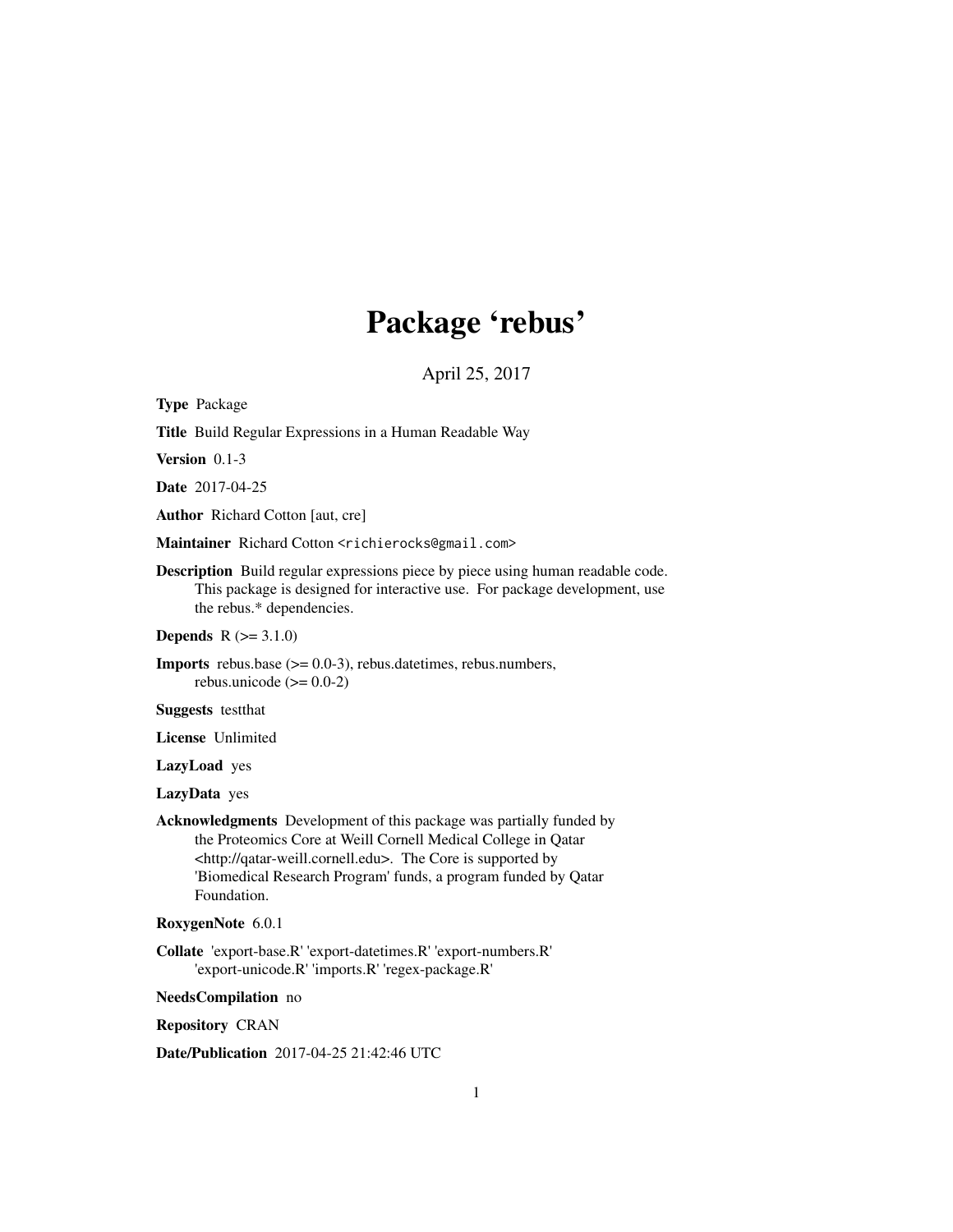# Package 'rebus'

April 25, 2017

**Type** Package

**Title** Build Regular Expressions in a Human Readable Way

**Version** 0.1-3

**Date** 2017-04-25

**Author** Richard Cotton [aut, cre]

**Maintainer** Richard Cotton <richierocks@gmail.com>

**Description** Build regular expressions piece by piece using human readable code. This package is designed for interactive use. For package development, use the rebus.* dependencies.

**Depends** R (>= 3.1.0)

**Imports** rebus.base (>= 0.0-3), rebus.datetimes, rebus.numbers, rebus.unicode (>= 0.0-2)

**Suggests** testthat

**License** Unlimited

**LazyLoad** yes

**LazyData** yes

**Acknowledgments** Development of this package was partially funded by the Proteomics Core at Weill Cornell Medical College in Qatar <http://qatar-weill.cornell.edu>. The Core is supported by 'Biomedical Research Program' funds, a program funded by Qatar Foundation.

**RoxygenNote** 6.0.1

**Collate** 'export-base.R' 'export-datetimes.R' 'export-numbers.R' 'export-unicode.R' 'imports.R' 'regex-package.R'

**NeedsCompilation** no

**Repository** CRAN

**Date/Publication** 2017-04-25 21:42:46 UTC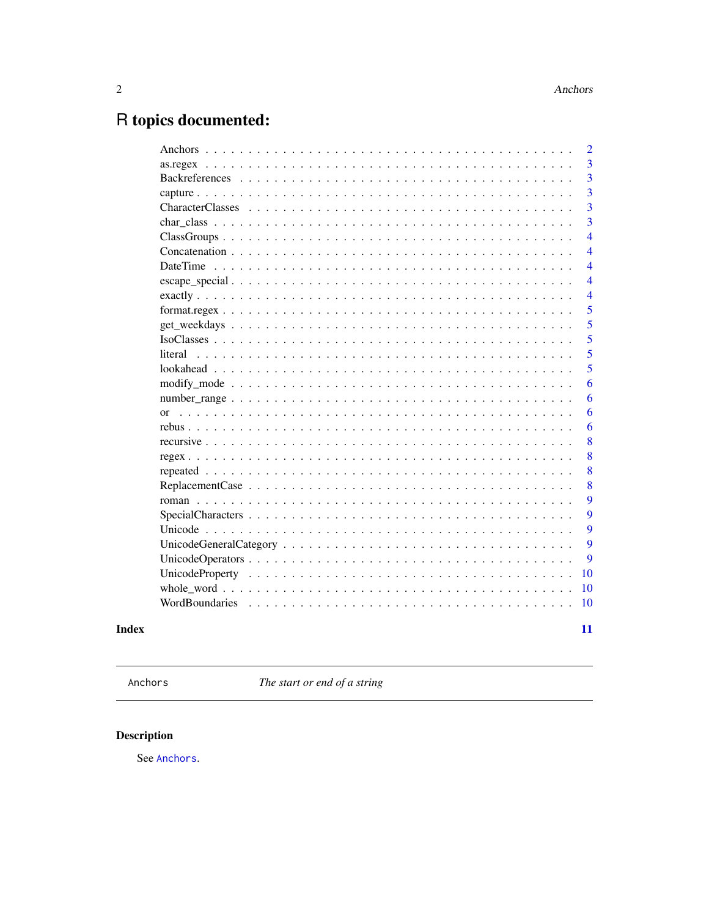# R topics documented:

| | |
|---|---|
| Anchors | 2 |
| as.regex | 3 |
| Backreferences | 3 |
| capture | 3 |
| CharacterClasses | 3 |
| char_class | 3 |
| ClassGroups | 4 |
| Concatenation | 4 |
| DateTime | 4 |
| escape_special | 4 |
| exactly | 4 |
| format.regex | 5 |
| get_weekdays | 5 |
| IsoClasses | 5 |
| literal | 5 |
| lookahead | 5 |
| modify_mode | 6 |
| number_range | 6 |
| or | 6 |
| rebus | 6 |
| recursive | 8 |
| regex | 8 |
| repeated | 8 |
| ReplacementCase | 8 |
| roman | 9 |
| SpecialCharacters | 9 |
| Unicode | 9 |
| UnicodeGeneralCategory | 9 |
| UnicodeOperators | 9 |
| UnicodeProperty | 10 |
| whole_word | 10 |
| WordBoundaries | 10 |

**Index** **11**

---

`Anchors` *The start or end of a string*

---

## Description

See `Anchors`.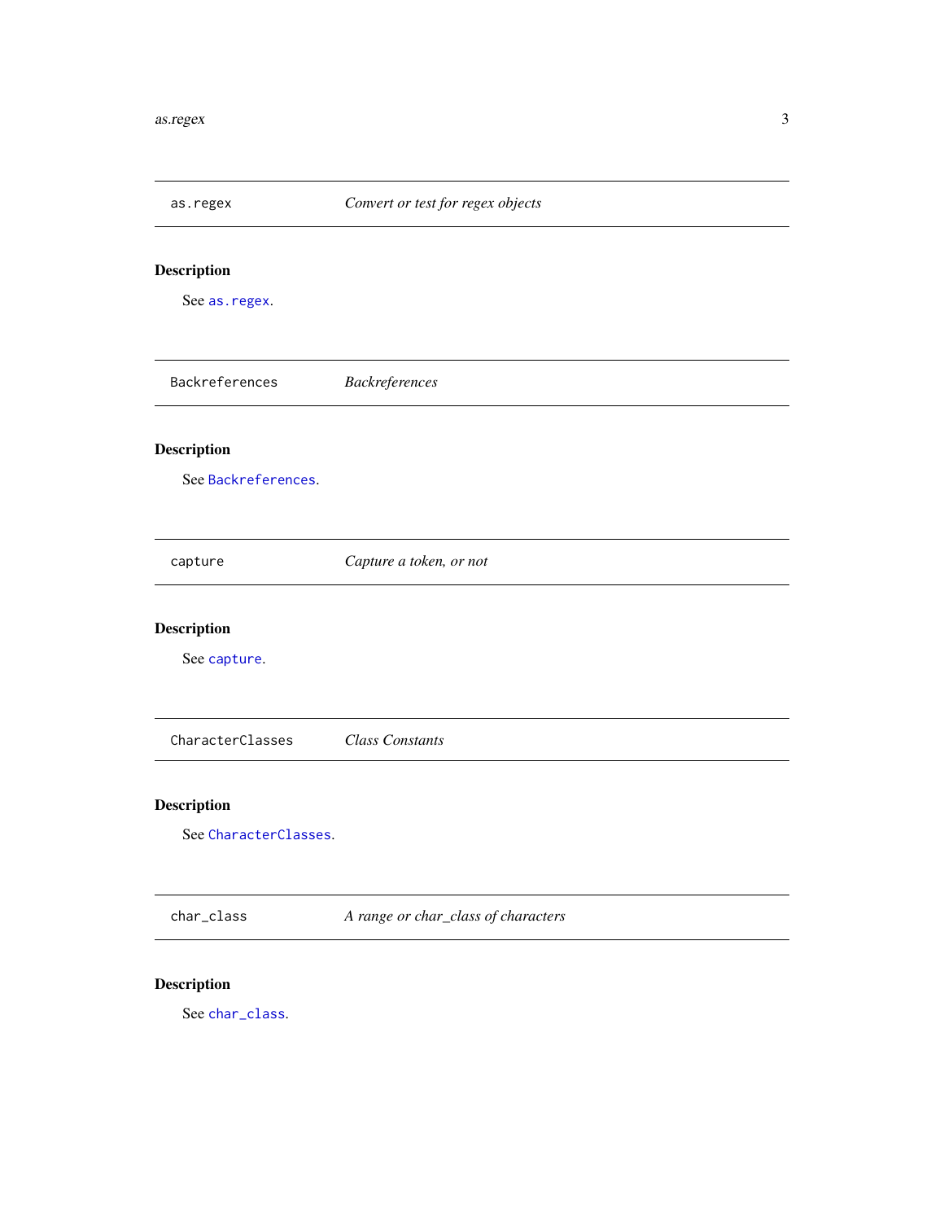## as.regex — *Convert or test for regex objects*

### Description

See `as.regex`.

## Backreferences — *Backreferences*

### Description

See `Backreferences`.

## capture — *Capture a token, or not*

### Description

See `capture`.

## CharacterClasses — *Class Constants*

### Description

See `CharacterClasses`.

## char_class — *A range or char_class of characters*

### Description

See `char_class`.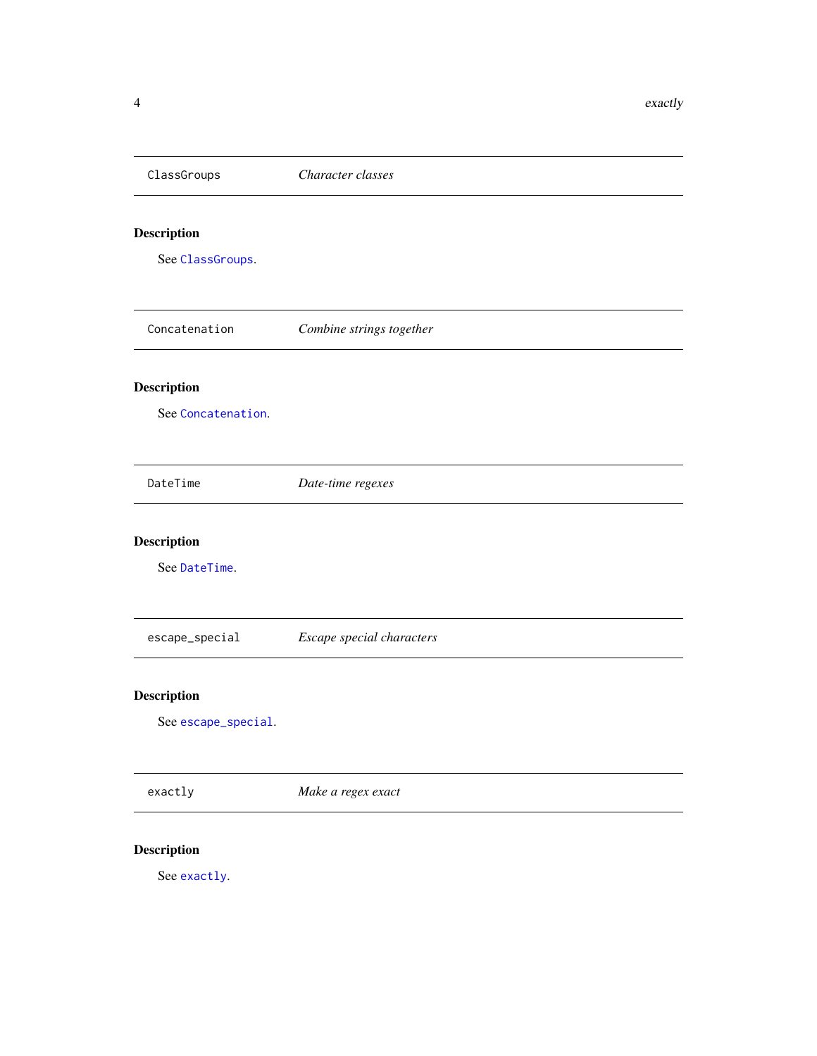## ClassGroups — *Character classes*

### Description

See `ClassGroups`.

## Concatenation — *Combine strings together*

### Description

See `Concatenation`.

## DateTime — *Date-time regexes*

### Description

See `DateTime`.

## escape_special — *Escape special characters*

### Description

See `escape_special`.

## exactly — *Make a regex exact*

### Description

See `exactly`.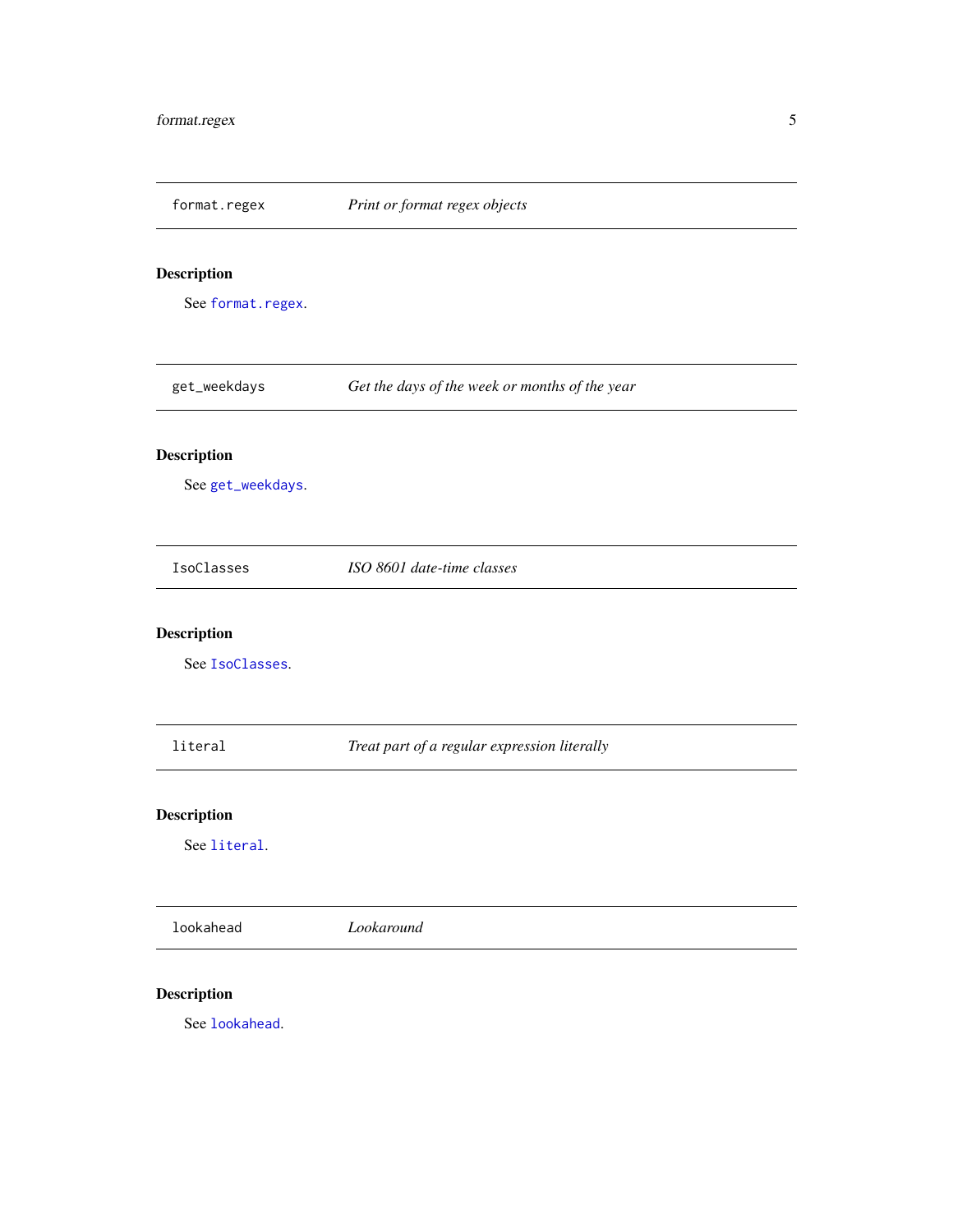## format.regex — *Print or format regex objects*

### Description

See `format.regex`.

## get_weekdays — *Get the days of the week or months of the year*

### Description

See `get_weekdays`.

## IsoClasses — *ISO 8601 date-time classes*

### Description

See `IsoClasses`.

## literal — *Treat part of a regular expression literally*

### Description

See `literal`.

## lookahead — *Lookaround*

### Description

See `lookahead`.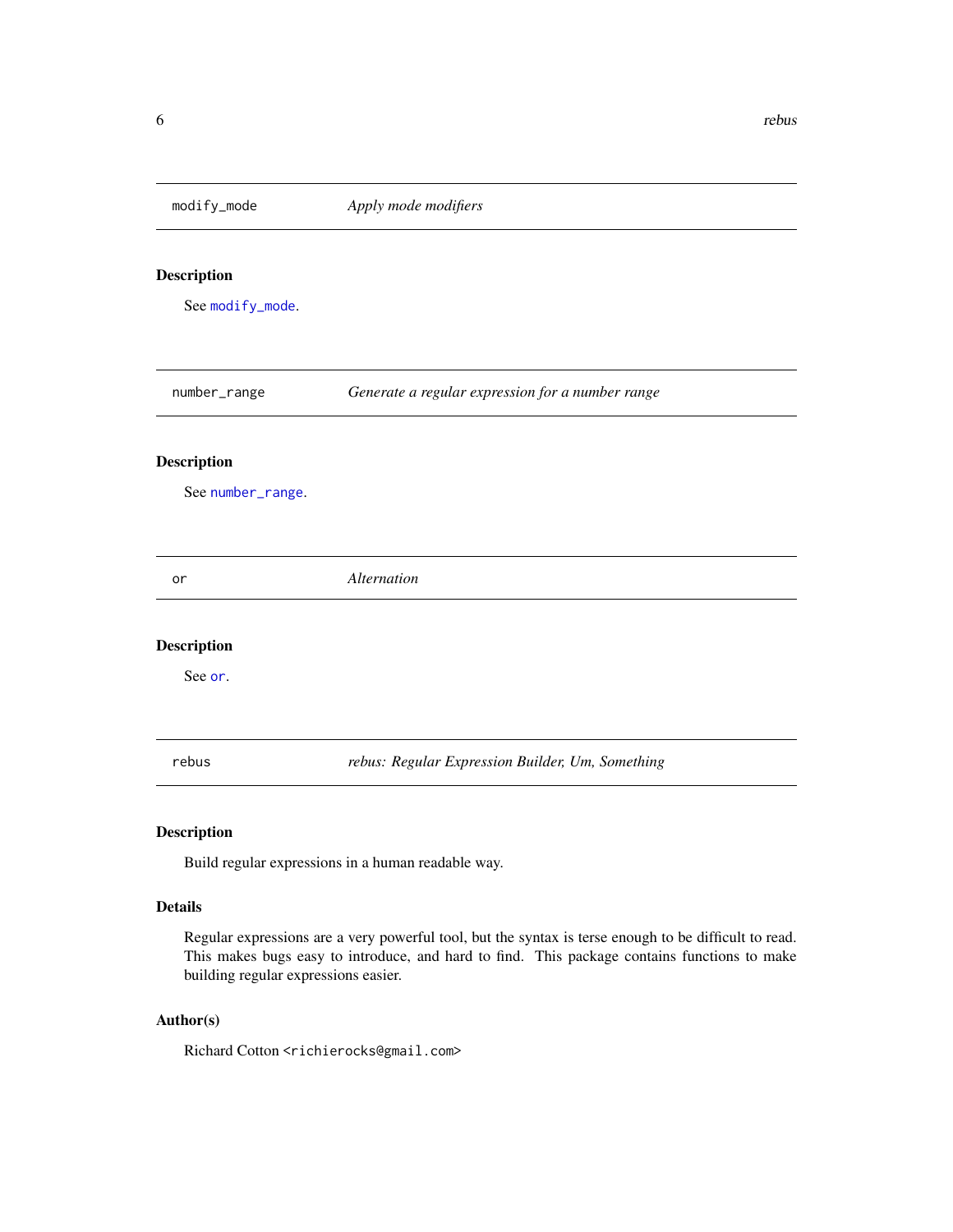## `modify_mode` — *Apply mode modifiers*

### Description

See `modify_mode`.

## `number_range` — *Generate a regular expression for a number range*

### Description

See `number_range`.

## `or` — *Alternation*

### Description

See `or`.

## `rebus` — *rebus: Regular Expression Builder, Um, Something*

### Description

Build regular expressions in a human readable way.

### Details

Regular expressions are a very powerful tool, but the syntax is terse enough to be difficult to read. This makes bugs easy to introduce, and hard to find. This package contains functions to make building regular expressions easier.

### Author(s)

Richard Cotton <richierocks@gmail.com>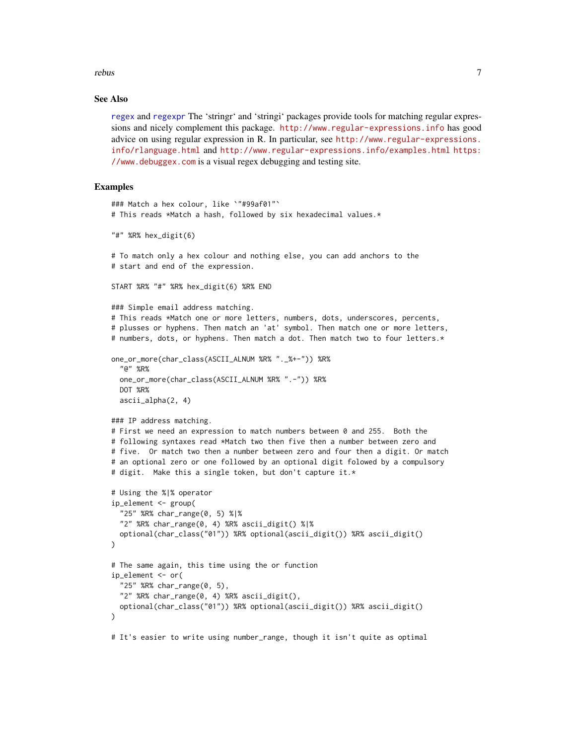## See Also

regex and regexpr The ‘stringr‘ and ‘stringi‘ packages provide tools for matching regular expressions and nicely complement this package. http://www.regular-expressions.info has good advice on using regular expression in R. In particular, see http://www.regular-expressions.info/rlanguage.html and http://www.regular-expressions.info/examples.html https://www.debuggex.com is a visual regex debugging and testing site.

## Examples

```
### Match a hex colour, like `"#99af01"`
# This reads *Match a hash, followed by six hexadecimal values.*

"#" %R% hex_digit(6)

# To match only a hex colour and nothing else, you can add anchors to the
# start and end of the expression.

START %R% "#" %R% hex_digit(6) %R% END

### Simple email address matching.
# This reads *Match one or more letters, numbers, dots, underscores, percents,
# plusses or hyphens. Then match an 'at' symbol. Then match one or more letters,
# numbers, dots, or hyphens. Then match a dot. Then match two to four letters.*

one_or_more(char_class(ASCII_ALNUM %R% "._%+-")) %R%
  "@" %R%
  one_or_more(char_class(ASCII_ALNUM %R% ".-")) %R%
  DOT %R%
  ascii_alpha(2, 4)

### IP address matching.
# First we need an expression to match numbers between 0 and 255.  Both the
# following syntaxes read *Match two then five then a number between zero and
# five.  Or match two then a number between zero and four then a digit. Or match
# an optional zero or one followed by an optional digit folowed by a compulsory
# digit.  Make this a single token, but don't capture it.*

# Using the %|% operator
ip_element <- group(
  "25" %R% char_range(0, 5) %|%
  "2" %R% char_range(0, 4) %R% ascii_digit() %|%
  optional(char_class("01")) %R% optional(ascii_digit()) %R% ascii_digit()
)

# The same again, this time using the or function
ip_element <- or(
  "25" %R% char_range(0, 5),
  "2" %R% char_range(0, 4) %R% ascii_digit(),
  optional(char_class("01")) %R% optional(ascii_digit()) %R% ascii_digit()
)

# It's easier to write using number_range, though it isn't quite as optimal
```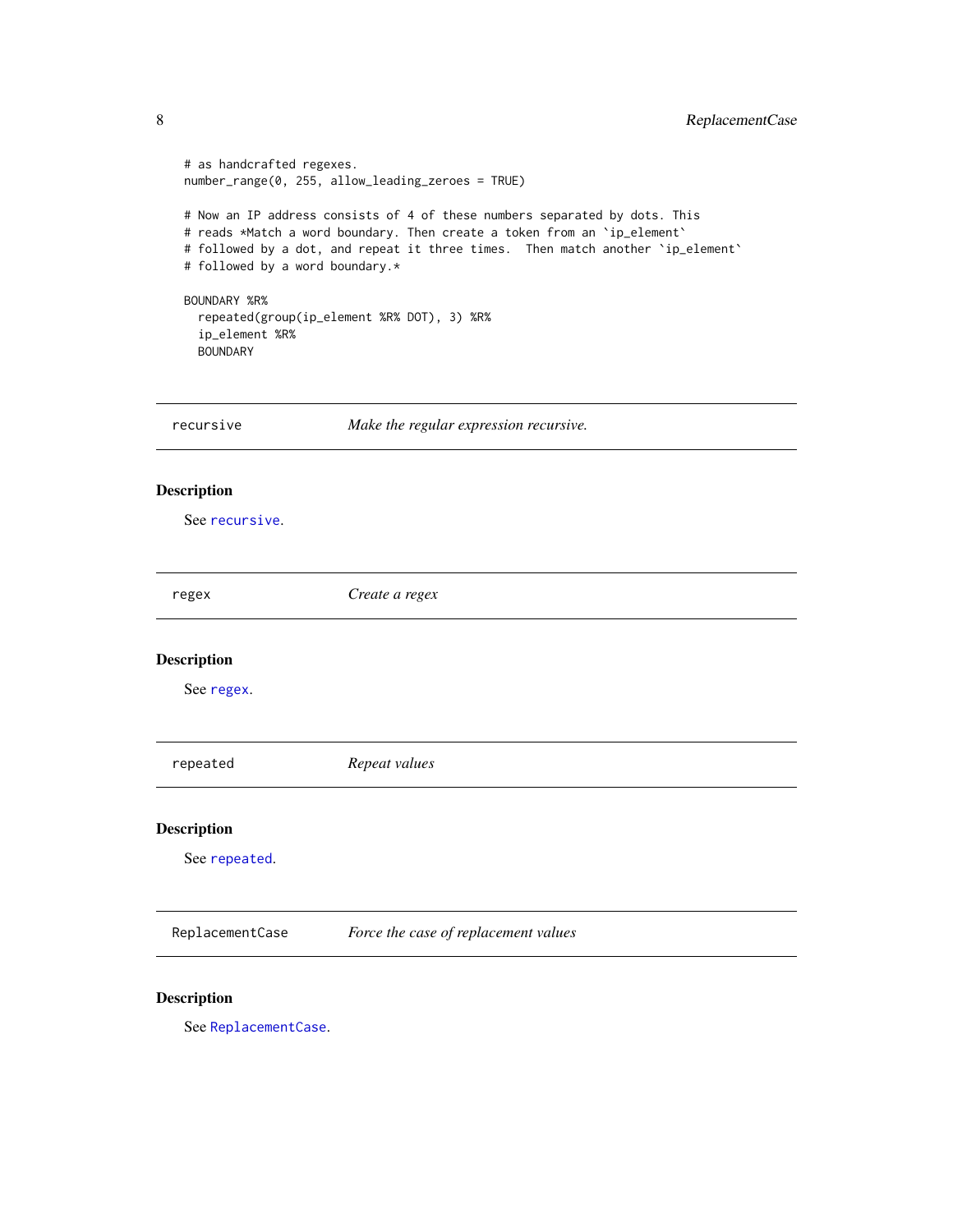```
# as handcrafted regexes.
number_range(0, 255, allow_leading_zeroes = TRUE)

# Now an IP address consists of 4 of these numbers separated by dots. This
# reads *Match a word boundary. Then create a token from an `ip_element`
# followed by a dot, and repeat it three times.  Then match another `ip_element`
# followed by a word boundary.*

BOUNDARY %R%
  repeated(group(ip_element %R% DOT), 3) %R%
  ip_element %R%
  BOUNDARY
```

## recursive — *Make the regular expression recursive.*

### Description

See `recursive`.

## regex — *Create a regex*

### Description

See `regex`.

## repeated — *Repeat values*

### Description

See `repeated`.

## ReplacementCase — *Force the case of replacement values*

### Description

See `ReplacementCase`.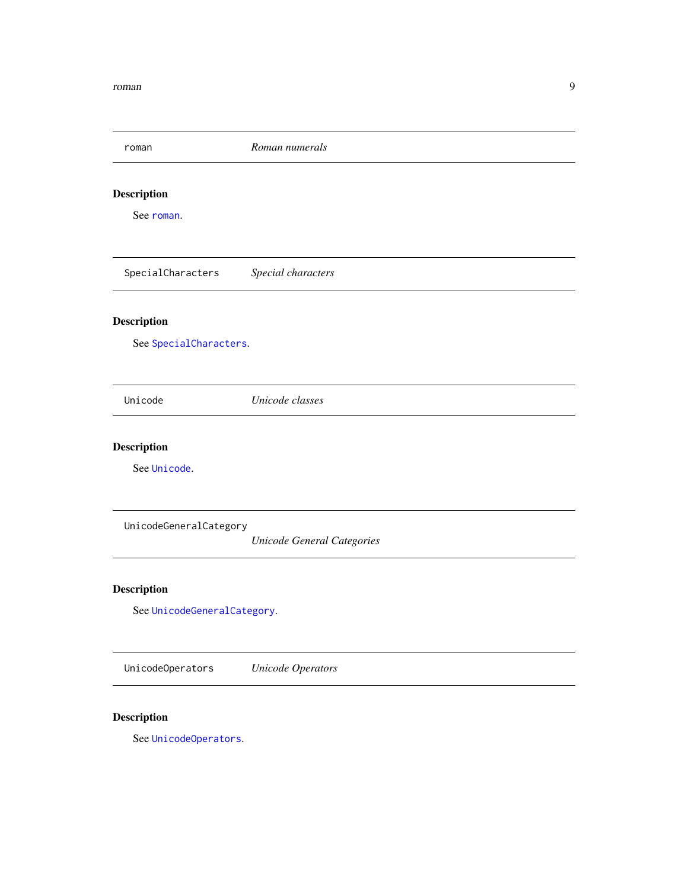## roman — *Roman numerals*

### Description

See `roman`.

## SpecialCharacters — *Special characters*

### Description

See `SpecialCharacters`.

## Unicode — *Unicode classes*

### Description

See `Unicode`.

## UnicodeGeneralCategory — *Unicode General Categories*

### Description

See `UnicodeGeneralCategory`.

## UnicodeOperators — *Unicode Operators*

### Description

See `UnicodeOperators`.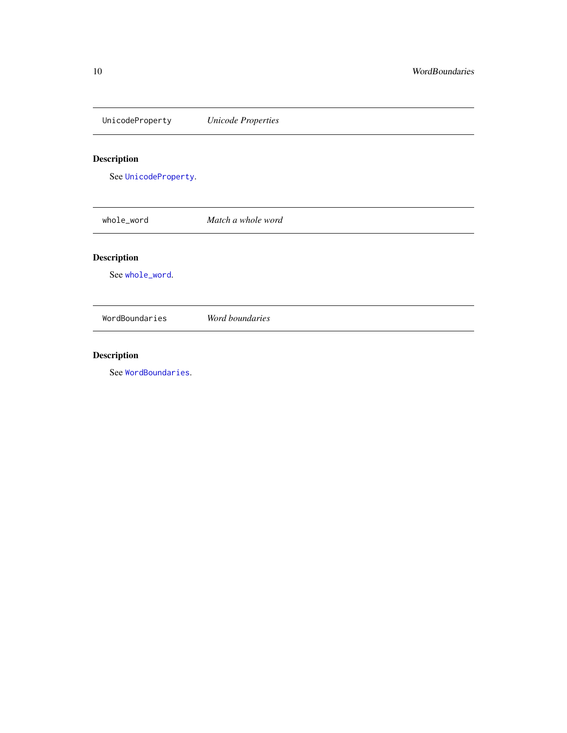## UnicodeProperty *Unicode Properties*

### Description

See `UnicodeProperty`.

## whole_word *Match a whole word*

### Description

See `whole_word`.

## WordBoundaries *Word boundaries*

### Description

See `WordBoundaries`.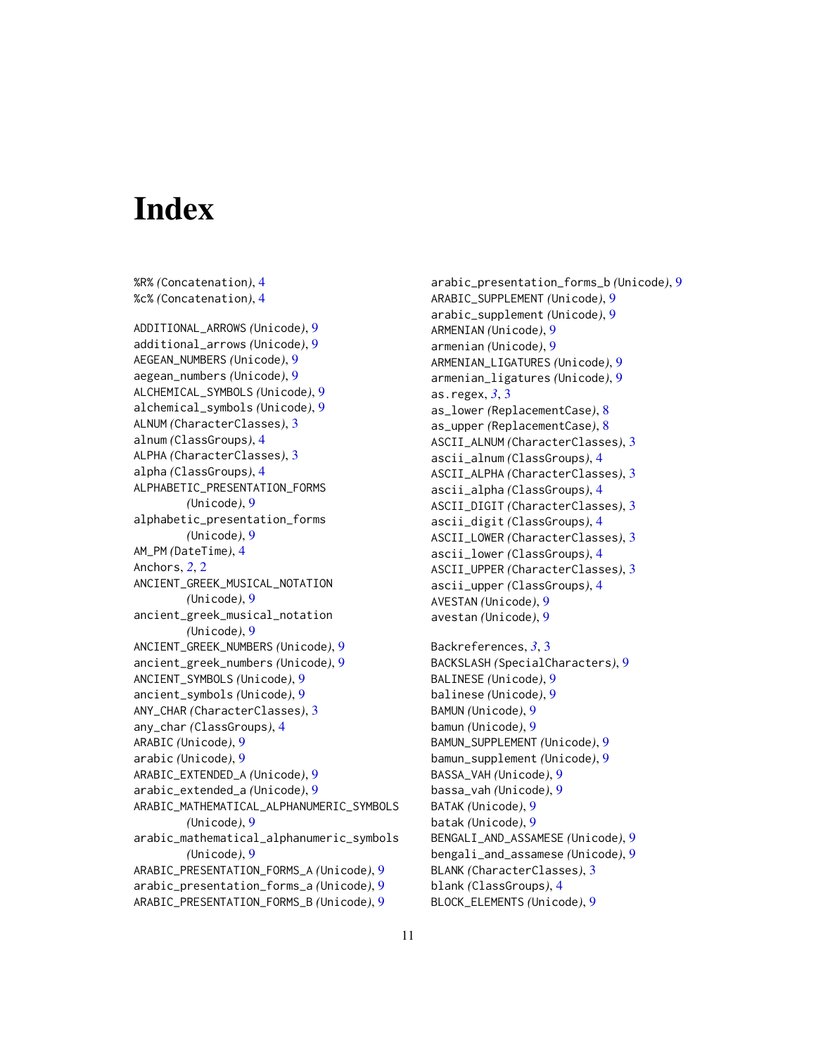# Index

%R% *(Concatenation)*, 4
%c% *(Concatenation)*, 4

ADDITIONAL_ARROWS *(Unicode)*, 9
additional_arrows *(Unicode)*, 9
AEGEAN_NUMBERS *(Unicode)*, 9
aegean_numbers *(Unicode)*, 9
ALCHEMICAL_SYMBOLS *(Unicode)*, 9
alchemical_symbols *(Unicode)*, 9
ALNUM *(CharacterClasses)*, 3
alnum *(ClassGroups)*, 4
ALPHA *(CharacterClasses)*, 3
alpha *(ClassGroups)*, 4
ALPHABETIC_PRESENTATION_FORMS *(Unicode)*, 9
alphabetic_presentation_forms *(Unicode)*, 9
AM_PM *(DateTime)*, 4
Anchors, *2*, 2
ANCIENT_GREEK_MUSICAL_NOTATION *(Unicode)*, 9
ancient_greek_musical_notation *(Unicode)*, 9
ANCIENT_GREEK_NUMBERS *(Unicode)*, 9
ancient_greek_numbers *(Unicode)*, 9
ANCIENT_SYMBOLS *(Unicode)*, 9
ancient_symbols *(Unicode)*, 9
ANY_CHAR *(CharacterClasses)*, 3
any_char *(ClassGroups)*, 4
ARABIC *(Unicode)*, 9
arabic *(Unicode)*, 9
ARABIC_EXTENDED_A *(Unicode)*, 9
arabic_extended_a *(Unicode)*, 9
ARABIC_MATHEMATICAL_ALPHANUMERIC_SYMBOLS *(Unicode)*, 9
arabic_mathematical_alphanumeric_symbols *(Unicode)*, 9
ARABIC_PRESENTATION_FORMS_A *(Unicode)*, 9
arabic_presentation_forms_a *(Unicode)*, 9
ARABIC_PRESENTATION_FORMS_B *(Unicode)*, 9
arabic_presentation_forms_b *(Unicode)*, 9
ARABIC_SUPPLEMENT *(Unicode)*, 9
arabic_supplement *(Unicode)*, 9
ARMENIAN *(Unicode)*, 9
armenian *(Unicode)*, 9
ARMENIAN_LIGATURES *(Unicode)*, 9
armenian_ligatures *(Unicode)*, 9
as.regex, *3*, 3
as_lower *(ReplacementCase)*, 8
as_upper *(ReplacementCase)*, 8
ASCII_ALNUM *(CharacterClasses)*, 3
ascii_alnum *(ClassGroups)*, 4
ASCII_ALPHA *(CharacterClasses)*, 3
ascii_alpha *(ClassGroups)*, 4
ASCII_DIGIT *(CharacterClasses)*, 3
ascii_digit *(ClassGroups)*, 4
ASCII_LOWER *(CharacterClasses)*, 3
ascii_lower *(ClassGroups)*, 4
ASCII_UPPER *(CharacterClasses)*, 3
ascii_upper *(ClassGroups)*, 4
AVESTAN *(Unicode)*, 9
avestan *(Unicode)*, 9

Backreferences, *3*, 3
BACKSLASH *(SpecialCharacters)*, 9
BALINESE *(Unicode)*, 9
balinese *(Unicode)*, 9
BAMUN *(Unicode)*, 9
bamun *(Unicode)*, 9
BAMUN_SUPPLEMENT *(Unicode)*, 9
bamun_supplement *(Unicode)*, 9
BASSA_VAH *(Unicode)*, 9
bassa_vah *(Unicode)*, 9
BATAK *(Unicode)*, 9
batak *(Unicode)*, 9
BENGALI_AND_ASSAMESE *(Unicode)*, 9
bengali_and_assamese *(Unicode)*, 9
BLANK *(CharacterClasses)*, 3
blank *(ClassGroups)*, 4
BLOCK_ELEMENTS *(Unicode)*, 9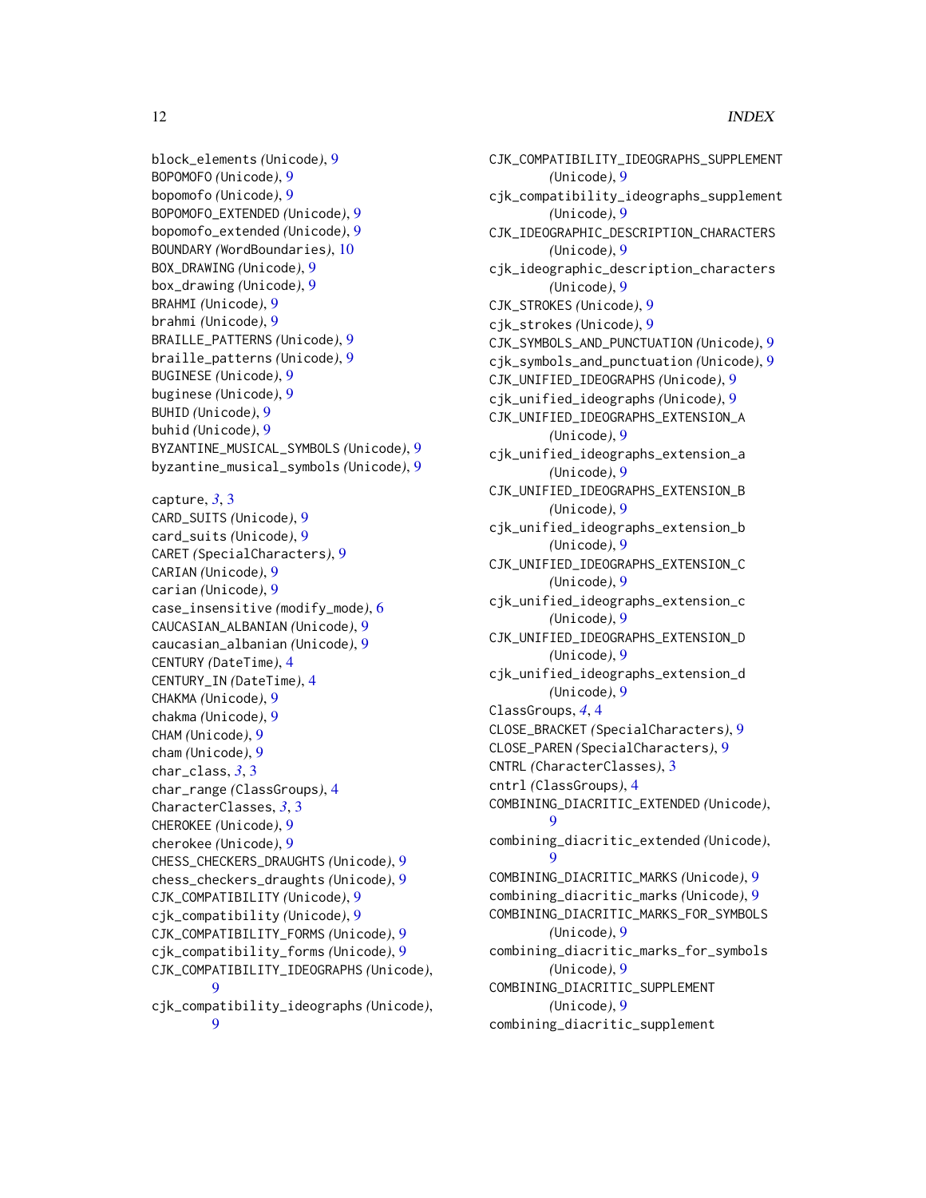block_elements *(Unicode)*, 9
BOPOMOFO *(Unicode)*, 9
bopomofo *(Unicode)*, 9
BOPOMOFO_EXTENDED *(Unicode)*, 9
bopomofo_extended *(Unicode)*, 9
BOUNDARY *(WordBoundaries)*, 10
BOX_DRAWING *(Unicode)*, 9
box_drawing *(Unicode)*, 9
BRAHMI *(Unicode)*, 9
brahmi *(Unicode)*, 9
BRAILLE_PATTERNS *(Unicode)*, 9
braille_patterns *(Unicode)*, 9
BUGINESE *(Unicode)*, 9
buginese *(Unicode)*, 9
BUHID *(Unicode)*, 9
buhid *(Unicode)*, 9
BYZANTINE_MUSICAL_SYMBOLS *(Unicode)*, 9
byzantine_musical_symbols *(Unicode)*, 9

capture, *3*, 3
CARD_SUITS *(Unicode)*, 9
card_suits *(Unicode)*, 9
CARET *(SpecialCharacters)*, 9
CARIAN *(Unicode)*, 9
carian *(Unicode)*, 9
case_insensitive *(modify_mode)*, 6
CAUCASIAN_ALBANIAN *(Unicode)*, 9
caucasian_albanian *(Unicode)*, 9
CENTURY *(DateTime)*, 4
CENTURY_IN *(DateTime)*, 4
CHAKMA *(Unicode)*, 9
chakma *(Unicode)*, 9
CHAM *(Unicode)*, 9
cham *(Unicode)*, 9
char_class, *3*, 3
char_range *(ClassGroups)*, 4
CharacterClasses, *3*, 3
CHEROKEE *(Unicode)*, 9
cherokee *(Unicode)*, 9
CHESS_CHECKERS_DRAUGHTS *(Unicode)*, 9
chess_checkers_draughts *(Unicode)*, 9
CJK_COMPATIBILITY *(Unicode)*, 9
cjk_compatibility *(Unicode)*, 9
CJK_COMPATIBILITY_FORMS *(Unicode)*, 9
cjk_compatibility_forms *(Unicode)*, 9
CJK_COMPATIBILITY_IDEOGRAPHS *(Unicode)*, 9
cjk_compatibility_ideographs *(Unicode)*, 9
CJK_COMPATIBILITY_IDEOGRAPHS_SUPPLEMENT *(Unicode)*, 9
cjk_compatibility_ideographs_supplement *(Unicode)*, 9
CJK_IDEOGRAPHIC_DESCRIPTION_CHARACTERS *(Unicode)*, 9
cjk_ideographic_description_characters *(Unicode)*, 9
CJK_STROKES *(Unicode)*, 9
cjk_strokes *(Unicode)*, 9
CJK_SYMBOLS_AND_PUNCTUATION *(Unicode)*, 9
cjk_symbols_and_punctuation *(Unicode)*, 9
CJK_UNIFIED_IDEOGRAPHS *(Unicode)*, 9
cjk_unified_ideographs *(Unicode)*, 9
CJK_UNIFIED_IDEOGRAPHS_EXTENSION_A *(Unicode)*, 9
cjk_unified_ideographs_extension_a *(Unicode)*, 9
CJK_UNIFIED_IDEOGRAPHS_EXTENSION_B *(Unicode)*, 9
cjk_unified_ideographs_extension_b *(Unicode)*, 9
CJK_UNIFIED_IDEOGRAPHS_EXTENSION_C *(Unicode)*, 9
cjk_unified_ideographs_extension_c *(Unicode)*, 9
CJK_UNIFIED_IDEOGRAPHS_EXTENSION_D *(Unicode)*, 9
cjk_unified_ideographs_extension_d *(Unicode)*, 9
ClassGroups, *4*, 4
CLOSE_BRACKET *(SpecialCharacters)*, 9
CLOSE_PAREN *(SpecialCharacters)*, 9
CNTRL *(CharacterClasses)*, 3
cntrl *(ClassGroups)*, 4
COMBINING_DIACRITIC_EXTENDED *(Unicode)*, 9
combining_diacritic_extended *(Unicode)*, 9
COMBINING_DIACRITIC_MARKS *(Unicode)*, 9
combining_diacritic_marks *(Unicode)*, 9
COMBINING_DIACRITIC_MARKS_FOR_SYMBOLS *(Unicode)*, 9
combining_diacritic_marks_for_symbols *(Unicode)*, 9
COMBINING_DIACRITIC_SUPPLEMENT *(Unicode)*, 9
combining_diacritic_supplement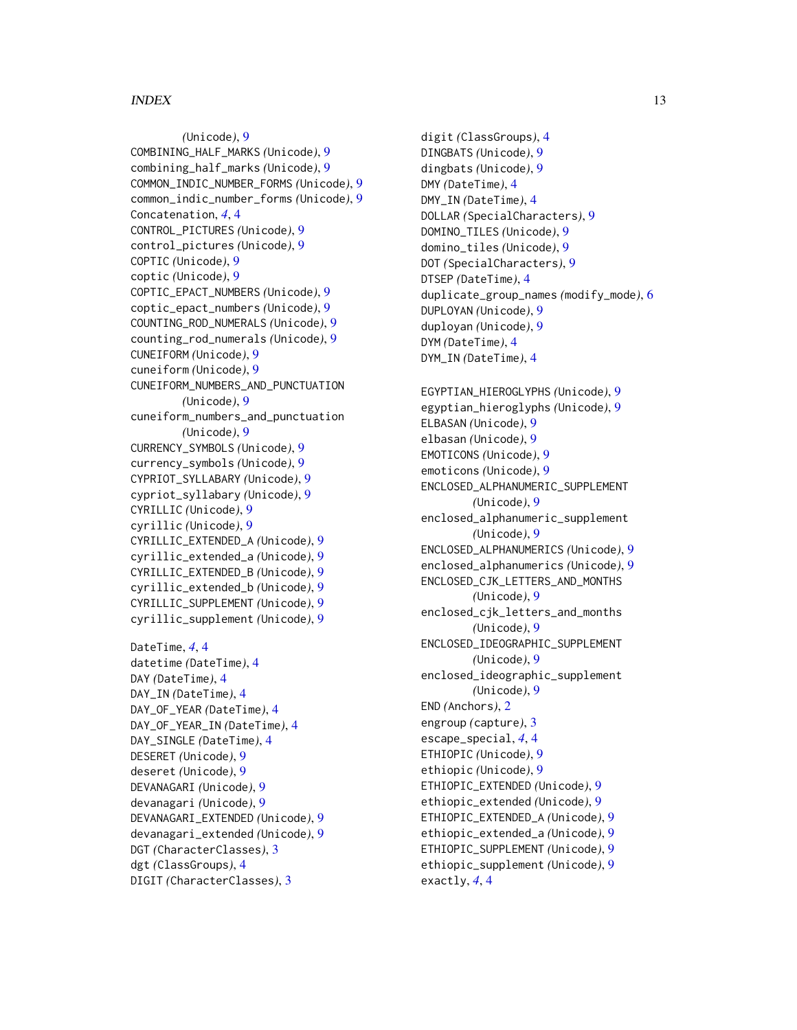(Unicode), 9
COMBINING_HALF_MARKS *(Unicode)*, 9
combining_half_marks *(Unicode)*, 9
COMMON_INDIC_NUMBER_FORMS *(Unicode)*, 9
common_indic_number_forms *(Unicode)*, 9
Concatenation, *4*, 4
CONTROL_PICTURES *(Unicode)*, 9
control_pictures *(Unicode)*, 9
COPTIC *(Unicode)*, 9
coptic *(Unicode)*, 9
COPTIC_EPACT_NUMBERS *(Unicode)*, 9
coptic_epact_numbers *(Unicode)*, 9
COUNTING_ROD_NUMERALS *(Unicode)*, 9
counting_rod_numerals *(Unicode)*, 9
CUNEIFORM *(Unicode)*, 9
cuneiform *(Unicode)*, 9
CUNEIFORM_NUMBERS_AND_PUNCTUATION *(Unicode)*, 9
cuneiform_numbers_and_punctuation *(Unicode)*, 9
CURRENCY_SYMBOLS *(Unicode)*, 9
currency_symbols *(Unicode)*, 9
CYPRIOT_SYLLABARY *(Unicode)*, 9
cypriot_syllabary *(Unicode)*, 9
CYRILLIC *(Unicode)*, 9
cyrillic *(Unicode)*, 9
CYRILLIC_EXTENDED_A *(Unicode)*, 9
cyrillic_extended_a *(Unicode)*, 9
CYRILLIC_EXTENDED_B *(Unicode)*, 9
cyrillic_extended_b *(Unicode)*, 9
CYRILLIC_SUPPLEMENT *(Unicode)*, 9
cyrillic_supplement *(Unicode)*, 9

DateTime, *4*, 4
datetime *(DateTime)*, 4
DAY *(DateTime)*, 4
DAY_IN *(DateTime)*, 4
DAY_OF_YEAR *(DateTime)*, 4
DAY_OF_YEAR_IN *(DateTime)*, 4
DAY_SINGLE *(DateTime)*, 4
DESERET *(Unicode)*, 9
deseret *(Unicode)*, 9
DEVANAGARI *(Unicode)*, 9
devanagari *(Unicode)*, 9
DEVANAGARI_EXTENDED *(Unicode)*, 9
devanagari_extended *(Unicode)*, 9
DGT *(CharacterClasses)*, 3
dgt *(ClassGroups)*, 4
DIGIT *(CharacterClasses)*, 3
digit *(ClassGroups)*, 4
DINGBATS *(Unicode)*, 9
dingbats *(Unicode)*, 9
DMY *(DateTime)*, 4
DMY_IN *(DateTime)*, 4
DOLLAR *(SpecialCharacters)*, 9
DOMINO_TILES *(Unicode)*, 9
domino_tiles *(Unicode)*, 9
DOT *(SpecialCharacters)*, 9
DTSEP *(DateTime)*, 4
duplicate_group_names *(modify_mode)*, 6
DUPLOYAN *(Unicode)*, 9
duployan *(Unicode)*, 9
DYM *(DateTime)*, 4
DYM_IN *(DateTime)*, 4

EGYPTIAN_HIEROGLYPHS *(Unicode)*, 9
egyptian_hieroglyphs *(Unicode)*, 9
ELBASAN *(Unicode)*, 9
elbasan *(Unicode)*, 9
EMOTICONS *(Unicode)*, 9
emoticons *(Unicode)*, 9
ENCLOSED_ALPHANUMERIC_SUPPLEMENT *(Unicode)*, 9
enclosed_alphanumeric_supplement *(Unicode)*, 9
ENCLOSED_ALPHANUMERICS *(Unicode)*, 9
enclosed_alphanumerics *(Unicode)*, 9
ENCLOSED_CJK_LETTERS_AND_MONTHS *(Unicode)*, 9
enclosed_cjk_letters_and_months *(Unicode)*, 9
ENCLOSED_IDEOGRAPHIC_SUPPLEMENT *(Unicode)*, 9
enclosed_ideographic_supplement *(Unicode)*, 9
END *(Anchors)*, 2
engroup *(capture)*, 3
escape_special, *4*, 4
ETHIOPIC *(Unicode)*, 9
ethiopic *(Unicode)*, 9
ETHIOPIC_EXTENDED *(Unicode)*, 9
ethiopic_extended *(Unicode)*, 9
ETHIOPIC_EXTENDED_A *(Unicode)*, 9
ethiopic_extended_a *(Unicode)*, 9
ETHIOPIC_SUPPLEMENT *(Unicode)*, 9
ethiopic_supplement *(Unicode)*, 9
exactly, *4*, 4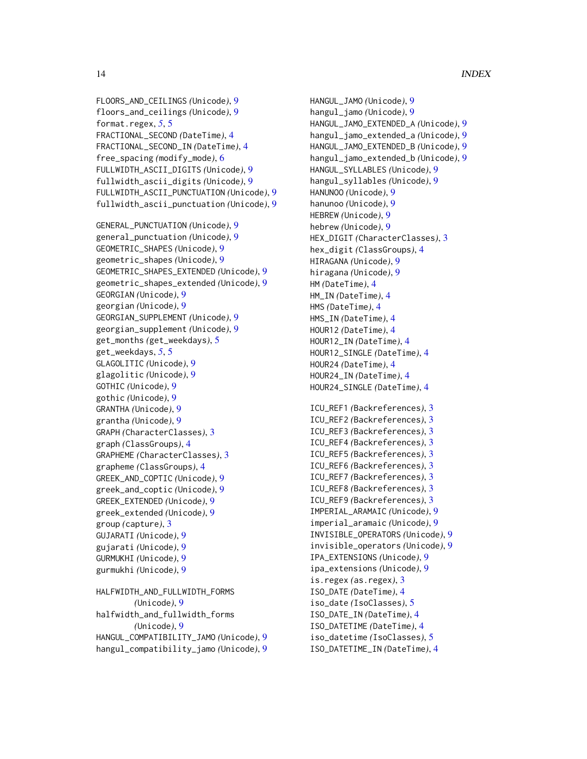FLOORS_AND_CEILINGS *(Unicode)*, 9
floors_and_ceilings *(Unicode)*, 9
format.regex, *5*, 5
FRACTIONAL_SECOND *(DateTime)*, 4
FRACTIONAL_SECOND_IN *(DateTime)*, 4
free_spacing *(modify_mode)*, 6
FULLWIDTH_ASCII_DIGITS *(Unicode)*, 9
fullwidth_ascii_digits *(Unicode)*, 9
FULLWIDTH_ASCII_PUNCTUATION *(Unicode)*, 9
fullwidth_ascii_punctuation *(Unicode)*, 9

GENERAL_PUNCTUATION *(Unicode)*, 9
general_punctuation *(Unicode)*, 9
GEOMETRIC_SHAPES *(Unicode)*, 9
geometric_shapes *(Unicode)*, 9
GEOMETRIC_SHAPES_EXTENDED *(Unicode)*, 9
geometric_shapes_extended *(Unicode)*, 9
GEORGIAN *(Unicode)*, 9
georgian *(Unicode)*, 9
GEORGIAN_SUPPLEMENT *(Unicode)*, 9
georgian_supplement *(Unicode)*, 9
get_months *(get_weekdays)*, 5
get_weekdays, *5*, 5
GLAGOLITIC *(Unicode)*, 9
glagolitic *(Unicode)*, 9
GOTHIC *(Unicode)*, 9
gothic *(Unicode)*, 9
GRANTHA *(Unicode)*, 9
grantha *(Unicode)*, 9
GRAPH *(CharacterClasses)*, 3
graph *(ClassGroups)*, 4
GRAPHEME *(CharacterClasses)*, 3
grapheme *(ClassGroups)*, 4
GREEK_AND_COPTIC *(Unicode)*, 9
greek_and_coptic *(Unicode)*, 9
GREEK_EXTENDED *(Unicode)*, 9
greek_extended *(Unicode)*, 9
group *(capture)*, 3
GUJARATI *(Unicode)*, 9
gujarati *(Unicode)*, 9
GURMUKHI *(Unicode)*, 9
gurmukhi *(Unicode)*, 9

HALFWIDTH_AND_FULLWIDTH_FORMS *(Unicode)*, 9
halfwidth_and_fullwidth_forms *(Unicode)*, 9
HANGUL_COMPATIBILITY_JAMO *(Unicode)*, 9
hangul_compatibility_jamo *(Unicode)*, 9
HANGUL_JAMO *(Unicode)*, 9
hangul_jamo *(Unicode)*, 9
HANGUL_JAMO_EXTENDED_A *(Unicode)*, 9
hangul_jamo_extended_a *(Unicode)*, 9
HANGUL_JAMO_EXTENDED_B *(Unicode)*, 9
hangul_jamo_extended_b *(Unicode)*, 9
HANGUL_SYLLABLES *(Unicode)*, 9
hangul_syllables *(Unicode)*, 9
HANUNOO *(Unicode)*, 9
hanunoo *(Unicode)*, 9
HEBREW *(Unicode)*, 9
hebrew *(Unicode)*, 9
HEX_DIGIT *(CharacterClasses)*, 3
hex_digit *(ClassGroups)*, 4
HIRAGANA *(Unicode)*, 9
hiragana *(Unicode)*, 9
HM *(DateTime)*, 4
HM_IN *(DateTime)*, 4
HMS *(DateTime)*, 4
HMS_IN *(DateTime)*, 4
HOUR12 *(DateTime)*, 4
HOUR12_IN *(DateTime)*, 4
HOUR12_SINGLE *(DateTime)*, 4
HOUR24 *(DateTime)*, 4
HOUR24_IN *(DateTime)*, 4
HOUR24_SINGLE *(DateTime)*, 4

ICU_REF1 *(Backreferences)*, 3
ICU_REF2 *(Backreferences)*, 3
ICU_REF3 *(Backreferences)*, 3
ICU_REF4 *(Backreferences)*, 3
ICU_REF5 *(Backreferences)*, 3
ICU_REF6 *(Backreferences)*, 3
ICU_REF7 *(Backreferences)*, 3
ICU_REF8 *(Backreferences)*, 3
ICU_REF9 *(Backreferences)*, 3
IMPERIAL_ARAMAIC *(Unicode)*, 9
imperial_aramaic *(Unicode)*, 9
INVISIBLE_OPERATORS *(Unicode)*, 9
invisible_operators *(Unicode)*, 9
IPA_EXTENSIONS *(Unicode)*, 9
ipa_extensions *(Unicode)*, 9
is.regex *(as.regex)*, 3
ISO_DATE *(DateTime)*, 4
iso_date *(IsoClasses)*, 5
ISO_DATE_IN *(DateTime)*, 4
ISO_DATETIME *(DateTime)*, 4
iso_datetime *(IsoClasses)*, 5
ISO_DATETIME_IN *(DateTime)*, 4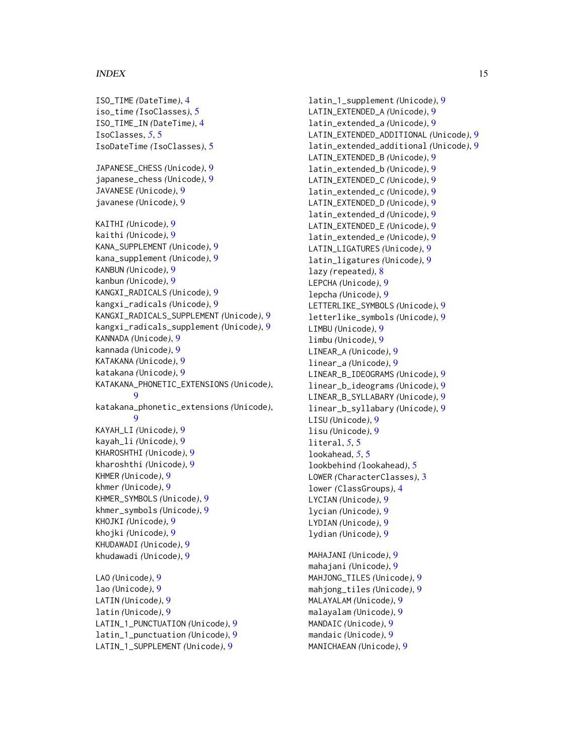ISO_TIME *(DateTime)*, 4
iso_time *(IsoClasses)*, 5
ISO_TIME_IN *(DateTime)*, 4
IsoClasses, *5*, 5
IsoDateTime *(IsoClasses)*, 5

JAPANESE_CHESS *(Unicode)*, 9
japanese_chess *(Unicode)*, 9
JAVANESE *(Unicode)*, 9
javanese *(Unicode)*, 9

KAITHI *(Unicode)*, 9
kaithi *(Unicode)*, 9
KANA_SUPPLEMENT *(Unicode)*, 9
kana_supplement *(Unicode)*, 9
KANBUN *(Unicode)*, 9
kanbun *(Unicode)*, 9
KANGXI_RADICALS *(Unicode)*, 9
kangxi_radicals *(Unicode)*, 9
KANGXI_RADICALS_SUPPLEMENT *(Unicode)*, 9
kangxi_radicals_supplement *(Unicode)*, 9
KANNADA *(Unicode)*, 9
kannada *(Unicode)*, 9
KATAKANA *(Unicode)*, 9
katakana *(Unicode)*, 9
KATAKANA_PHONETIC_EXTENSIONS *(Unicode)*, 9
katakana_phonetic_extensions *(Unicode)*, 9
KAYAH_LI *(Unicode)*, 9
kayah_li *(Unicode)*, 9
KHAROSHTHI *(Unicode)*, 9
kharoshthi *(Unicode)*, 9
KHMER *(Unicode)*, 9
khmer *(Unicode)*, 9
KHMER_SYMBOLS *(Unicode)*, 9
khmer_symbols *(Unicode)*, 9
KHOJKI *(Unicode)*, 9
khojki *(Unicode)*, 9
KHUDAWADI *(Unicode)*, 9
khudawadi *(Unicode)*, 9

LAO *(Unicode)*, 9
lao *(Unicode)*, 9
LATIN *(Unicode)*, 9
latin *(Unicode)*, 9
LATIN_1_PUNCTUATION *(Unicode)*, 9
latin_1_punctuation *(Unicode)*, 9
LATIN_1_SUPPLEMENT *(Unicode)*, 9
latin_1_supplement *(Unicode)*, 9
LATIN_EXTENDED_A *(Unicode)*, 9
latin_extended_a *(Unicode)*, 9
LATIN_EXTENDED_ADDITIONAL *(Unicode)*, 9
latin_extended_additional *(Unicode)*, 9
LATIN_EXTENDED_B *(Unicode)*, 9
latin_extended_b *(Unicode)*, 9
LATIN_EXTENDED_C *(Unicode)*, 9
latin_extended_c *(Unicode)*, 9
LATIN_EXTENDED_D *(Unicode)*, 9
latin_extended_d *(Unicode)*, 9
LATIN_EXTENDED_E *(Unicode)*, 9
latin_extended_e *(Unicode)*, 9
LATIN_LIGATURES *(Unicode)*, 9
latin_ligatures *(Unicode)*, 9
lazy *(repeated)*, 8
LEPCHA *(Unicode)*, 9
lepcha *(Unicode)*, 9
LETTERLIKE_SYMBOLS *(Unicode)*, 9
letterlike_symbols *(Unicode)*, 9
LIMBU *(Unicode)*, 9
limbu *(Unicode)*, 9
LINEAR_A *(Unicode)*, 9
linear_a *(Unicode)*, 9
LINEAR_B_IDEOGRAMS *(Unicode)*, 9
linear_b_ideograms *(Unicode)*, 9
LINEAR_B_SYLLABARY *(Unicode)*, 9
linear_b_syllabary *(Unicode)*, 9
LISU *(Unicode)*, 9
lisu *(Unicode)*, 9
literal, *5*, 5
lookahead, *5*, 5
lookbehind *(lookahead)*, 5
LOWER *(CharacterClasses)*, 3
lower *(ClassGroups)*, 4
LYCIAN *(Unicode)*, 9
lycian *(Unicode)*, 9
LYDIAN *(Unicode)*, 9
lydian *(Unicode)*, 9

MAHAJANI *(Unicode)*, 9
mahajani *(Unicode)*, 9
MAHJONG_TILES *(Unicode)*, 9
mahjong_tiles *(Unicode)*, 9
MALAYALAM *(Unicode)*, 9
malayalam *(Unicode)*, 9
MANDAIC *(Unicode)*, 9
mandaic *(Unicode)*, 9
MANICHAEAN *(Unicode)*, 9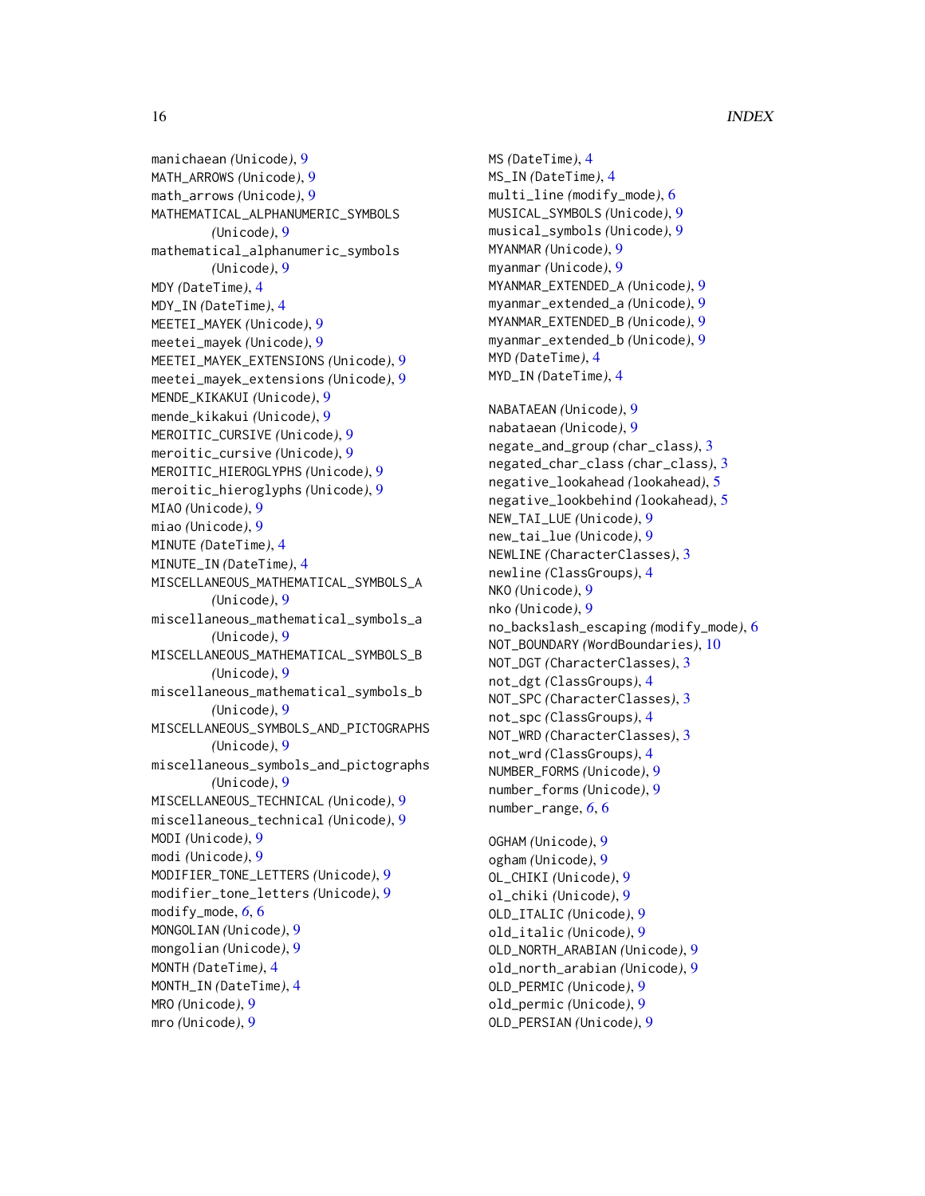manichaean *(Unicode)*, 9
MATH_ARROWS *(Unicode)*, 9
math_arrows *(Unicode)*, 9
MATHEMATICAL_ALPHANUMERIC_SYMBOLS *(Unicode)*, 9
mathematical_alphanumeric_symbols *(Unicode)*, 9
MDY *(DateTime)*, 4
MDY_IN *(DateTime)*, 4
MEETEI_MAYEK *(Unicode)*, 9
meetei_mayek *(Unicode)*, 9
MEETEI_MAYEK_EXTENSIONS *(Unicode)*, 9
meetei_mayek_extensions *(Unicode)*, 9
MENDE_KIKAKUI *(Unicode)*, 9
mende_kikakui *(Unicode)*, 9
MEROITIC_CURSIVE *(Unicode)*, 9
meroitic_cursive *(Unicode)*, 9
MEROITIC_HIEROGLYPHS *(Unicode)*, 9
meroitic_hieroglyphs *(Unicode)*, 9
MIAO *(Unicode)*, 9
miao *(Unicode)*, 9
MINUTE *(DateTime)*, 4
MINUTE_IN *(DateTime)*, 4
MISCELLANEOUS_MATHEMATICAL_SYMBOLS_A *(Unicode)*, 9
miscellaneous_mathematical_symbols_a *(Unicode)*, 9
MISCELLANEOUS_MATHEMATICAL_SYMBOLS_B *(Unicode)*, 9
miscellaneous_mathematical_symbols_b *(Unicode)*, 9
MISCELLANEOUS_SYMBOLS_AND_PICTOGRAPHS *(Unicode)*, 9
miscellaneous_symbols_and_pictographs *(Unicode)*, 9
MISCELLANEOUS_TECHNICAL *(Unicode)*, 9
miscellaneous_technical *(Unicode)*, 9
MODI *(Unicode)*, 9
modi *(Unicode)*, 9
MODIFIER_TONE_LETTERS *(Unicode)*, 9
modifier_tone_letters *(Unicode)*, 9
modify_mode, *6*, 6
MONGOLIAN *(Unicode)*, 9
mongolian *(Unicode)*, 9
MONTH *(DateTime)*, 4
MONTH_IN *(DateTime)*, 4
MRO *(Unicode)*, 9
mro *(Unicode)*, 9
MS *(DateTime)*, 4
MS_IN *(DateTime)*, 4
multi_line *(modify_mode)*, 6
MUSICAL_SYMBOLS *(Unicode)*, 9
musical_symbols *(Unicode)*, 9
MYANMAR *(Unicode)*, 9
myanmar *(Unicode)*, 9
MYANMAR_EXTENDED_A *(Unicode)*, 9
myanmar_extended_a *(Unicode)*, 9
MYANMAR_EXTENDED_B *(Unicode)*, 9
myanmar_extended_b *(Unicode)*, 9
MYD *(DateTime)*, 4
MYD_IN *(DateTime)*, 4

NABATAEAN *(Unicode)*, 9
nabataean *(Unicode)*, 9
negate_and_group *(char_class)*, 3
negated_char_class *(char_class)*, 3
negative_lookahead *(lookahead)*, 5
negative_lookbehind *(lookahead)*, 5
NEW_TAI_LUE *(Unicode)*, 9
new_tai_lue *(Unicode)*, 9
NEWLINE *(CharacterClasses)*, 3
newline *(ClassGroups)*, 4
NKO *(Unicode)*, 9
nko *(Unicode)*, 9
no_backslash_escaping *(modify_mode)*, 6
NOT_BOUNDARY *(WordBoundaries)*, 10
NOT_DGT *(CharacterClasses)*, 3
not_dgt *(ClassGroups)*, 4
NOT_SPC *(CharacterClasses)*, 3
not_spc *(ClassGroups)*, 4
NOT_WRD *(CharacterClasses)*, 3
not_wrd *(ClassGroups)*, 4
NUMBER_FORMS *(Unicode)*, 9
number_forms *(Unicode)*, 9
number_range, *6*, 6

OGHAM *(Unicode)*, 9
ogham *(Unicode)*, 9
OL_CHIKI *(Unicode)*, 9
ol_chiki *(Unicode)*, 9
OLD_ITALIC *(Unicode)*, 9
old_italic *(Unicode)*, 9
OLD_NORTH_ARABIAN *(Unicode)*, 9
old_north_arabian *(Unicode)*, 9
OLD_PERMIC *(Unicode)*, 9
old_permic *(Unicode)*, 9
OLD_PERSIAN *(Unicode)*, 9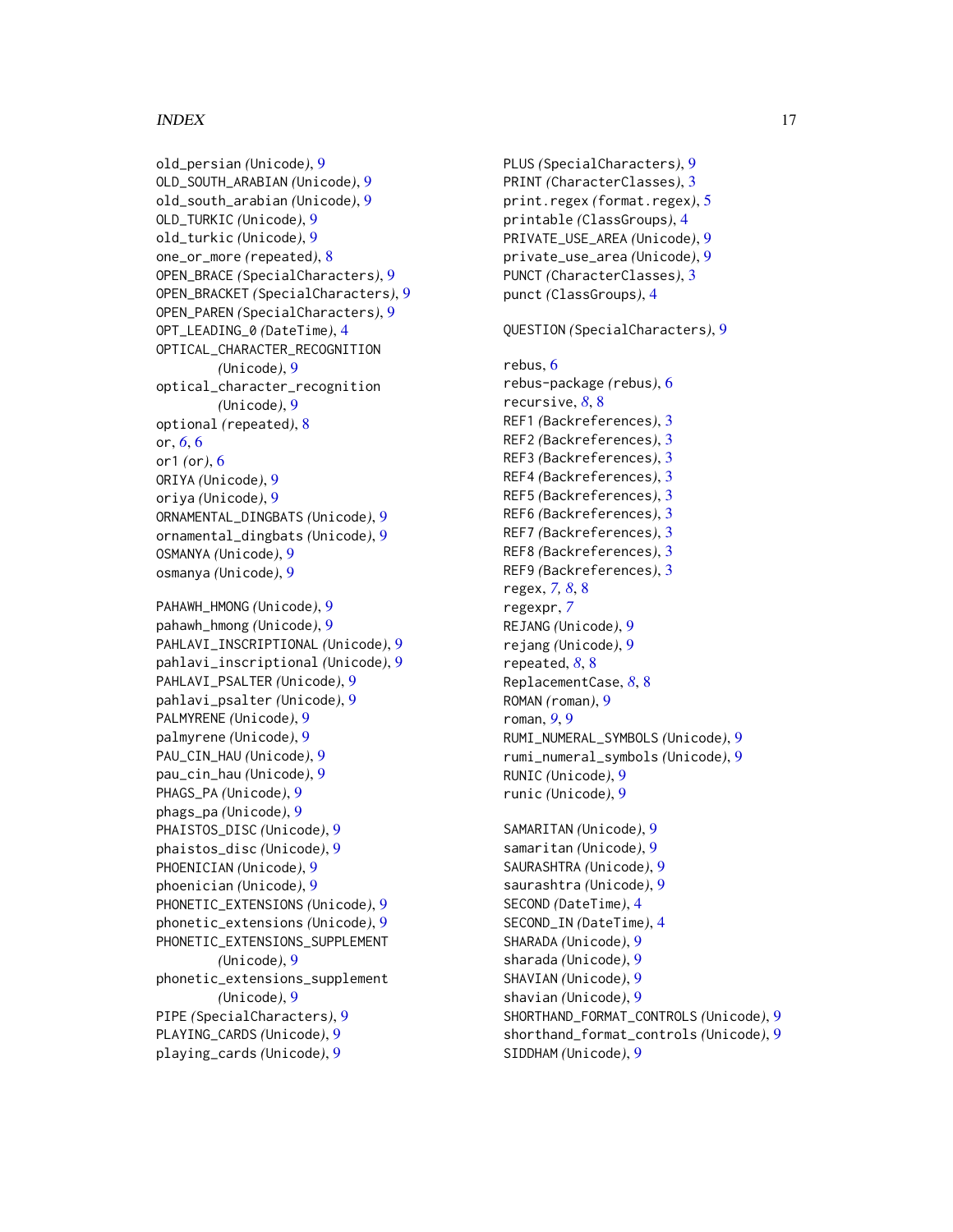old_persian *(Unicode)*, 9
OLD_SOUTH_ARABIAN *(Unicode)*, 9
old_south_arabian *(Unicode)*, 9
OLD_TURKIC *(Unicode)*, 9
old_turkic *(Unicode)*, 9
one_or_more *(repeated)*, 8
OPEN_BRACE *(SpecialCharacters)*, 9
OPEN_BRACKET *(SpecialCharacters)*, 9
OPEN_PAREN *(SpecialCharacters)*, 9
OPT_LEADING_0 *(DateTime)*, 4
OPTICAL_CHARACTER_RECOGNITION *(Unicode)*, 9
optical_character_recognition *(Unicode)*, 9
optional *(repeated)*, 8
or, *6*, 6
or1 *(or)*, 6
ORIYA *(Unicode)*, 9
oriya *(Unicode)*, 9
ORNAMENTAL_DINGBATS *(Unicode)*, 9
ornamental_dingbats *(Unicode)*, 9
OSMANYA *(Unicode)*, 9
osmanya *(Unicode)*, 9

PAHAWH_HMONG *(Unicode)*, 9
pahawh_hmong *(Unicode)*, 9
PAHLAVI_INSCRIPTIONAL *(Unicode)*, 9
pahlavi_inscriptional *(Unicode)*, 9
PAHLAVI_PSALTER *(Unicode)*, 9
pahlavi_psalter *(Unicode)*, 9
PALMYRENE *(Unicode)*, 9
palmyrene *(Unicode)*, 9
PAU_CIN_HAU *(Unicode)*, 9
pau_cin_hau *(Unicode)*, 9
PHAGS_PA *(Unicode)*, 9
phags_pa *(Unicode)*, 9
PHAISTOS_DISC *(Unicode)*, 9
phaistos_disc *(Unicode)*, 9
PHOENICIAN *(Unicode)*, 9
phoenician *(Unicode)*, 9
PHONETIC_EXTENSIONS *(Unicode)*, 9
phonetic_extensions *(Unicode)*, 9
PHONETIC_EXTENSIONS_SUPPLEMENT *(Unicode)*, 9
phonetic_extensions_supplement *(Unicode)*, 9
PIPE *(SpecialCharacters)*, 9
PLAYING_CARDS *(Unicode)*, 9
playing_cards *(Unicode)*, 9
PLUS *(SpecialCharacters)*, 9
PRINT *(CharacterClasses)*, 3
print.regex *(format.regex)*, 5
printable *(ClassGroups)*, 4
PRIVATE_USE_AREA *(Unicode)*, 9
private_use_area *(Unicode)*, 9
PUNCT *(CharacterClasses)*, 3
punct *(ClassGroups)*, 4

QUESTION *(SpecialCharacters)*, 9

rebus, 6
rebus-package *(rebus)*, 6
recursive, *8*, 8
REF1 *(Backreferences)*, 3
REF2 *(Backreferences)*, 3
REF3 *(Backreferences)*, 3
REF4 *(Backreferences)*, 3
REF5 *(Backreferences)*, 3
REF6 *(Backreferences)*, 3
REF7 *(Backreferences)*, 3
REF8 *(Backreferences)*, 3
REF9 *(Backreferences)*, 3
regex, *7*, *8*, 8
regexpr, *7*
REJANG *(Unicode)*, 9
rejang *(Unicode)*, 9
repeated, *8*, 8
ReplacementCase, *8*, 8
ROMAN *(roman)*, 9
roman, *9*, 9
RUMI_NUMERAL_SYMBOLS *(Unicode)*, 9
rumi_numeral_symbols *(Unicode)*, 9
RUNIC *(Unicode)*, 9
runic *(Unicode)*, 9

SAMARITAN *(Unicode)*, 9
samaritan *(Unicode)*, 9
SAURASHTRA *(Unicode)*, 9
saurashtra *(Unicode)*, 9
SECOND *(DateTime)*, 4
SECOND_IN *(DateTime)*, 4
SHARADA *(Unicode)*, 9
sharada *(Unicode)*, 9
SHAVIAN *(Unicode)*, 9
shavian *(Unicode)*, 9
SHORTHAND_FORMAT_CONTROLS *(Unicode)*, 9
shorthand_format_controls *(Unicode)*, 9
SIDDHAM *(Unicode)*, 9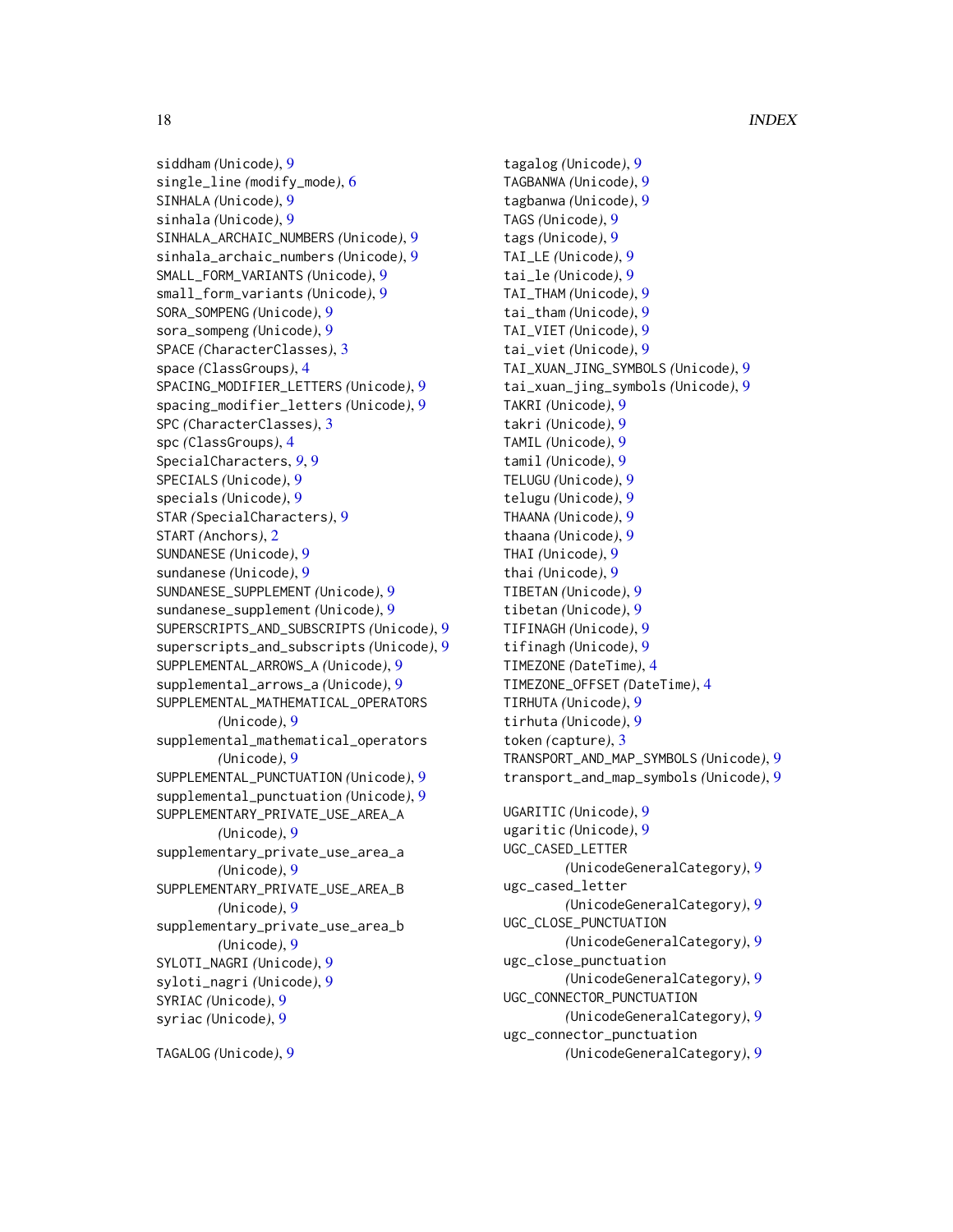siddham *(Unicode)*, 9
single_line *(modify_mode)*, 6
SINHALA *(Unicode)*, 9
sinhala *(Unicode)*, 9
SINHALA_ARCHAIC_NUMBERS *(Unicode)*, 9
sinhala_archaic_numbers *(Unicode)*, 9
SMALL_FORM_VARIANTS *(Unicode)*, 9
small_form_variants *(Unicode)*, 9
SORA_SOMPENG *(Unicode)*, 9
sora_sompeng *(Unicode)*, 9
SPACE *(CharacterClasses)*, 3
space *(ClassGroups)*, 4
SPACING_MODIFIER_LETTERS *(Unicode)*, 9
spacing_modifier_letters *(Unicode)*, 9
SPC *(CharacterClasses)*, 3
spc *(ClassGroups)*, 4
SpecialCharacters, *9*, 9
SPECIALS *(Unicode)*, 9
specials *(Unicode)*, 9
STAR *(SpecialCharacters)*, 9
START *(Anchors)*, 2
SUNDANESE *(Unicode)*, 9
sundanese *(Unicode)*, 9
SUNDANESE_SUPPLEMENT *(Unicode)*, 9
sundanese_supplement *(Unicode)*, 9
SUPERSCRIPTS_AND_SUBSCRIPTS *(Unicode)*, 9
superscripts_and_subscripts *(Unicode)*, 9
SUPPLEMENTAL_ARROWS_A *(Unicode)*, 9
supplemental_arrows_a *(Unicode)*, 9
SUPPLEMENTAL_MATHEMATICAL_OPERATORS *(Unicode)*, 9
supplemental_mathematical_operators *(Unicode)*, 9
SUPPLEMENTAL_PUNCTUATION *(Unicode)*, 9
supplemental_punctuation *(Unicode)*, 9
SUPPLEMENTARY_PRIVATE_USE_AREA_A *(Unicode)*, 9
supplementary_private_use_area_a *(Unicode)*, 9
SUPPLEMENTARY_PRIVATE_USE_AREA_B *(Unicode)*, 9
supplementary_private_use_area_b *(Unicode)*, 9
SYLOTI_NAGRI *(Unicode)*, 9
syloti_nagri *(Unicode)*, 9
SYRIAC *(Unicode)*, 9
syriac *(Unicode)*, 9

TAGALOG *(Unicode)*, 9
tagalog *(Unicode)*, 9
TAGBANWA *(Unicode)*, 9
tagbanwa *(Unicode)*, 9
TAGS *(Unicode)*, 9
tags *(Unicode)*, 9
TAI_LE *(Unicode)*, 9
tai_le *(Unicode)*, 9
TAI_THAM *(Unicode)*, 9
tai_tham *(Unicode)*, 9
TAI_VIET *(Unicode)*, 9
tai_viet *(Unicode)*, 9
TAI_XUAN_JING_SYMBOLS *(Unicode)*, 9
tai_xuan_jing_symbols *(Unicode)*, 9
TAKRI *(Unicode)*, 9
takri *(Unicode)*, 9
TAMIL *(Unicode)*, 9
tamil *(Unicode)*, 9
TELUGU *(Unicode)*, 9
telugu *(Unicode)*, 9
THAANA *(Unicode)*, 9
thaana *(Unicode)*, 9
THAI *(Unicode)*, 9
thai *(Unicode)*, 9
TIBETAN *(Unicode)*, 9
tibetan *(Unicode)*, 9
TIFINAGH *(Unicode)*, 9
tifinagh *(Unicode)*, 9
TIMEZONE *(DateTime)*, 4
TIMEZONE_OFFSET *(DateTime)*, 4
TIRHUTA *(Unicode)*, 9
tirhuta *(Unicode)*, 9
token *(capture)*, 3
TRANSPORT_AND_MAP_SYMBOLS *(Unicode)*, 9
transport_and_map_symbols *(Unicode)*, 9

UGARITIC *(Unicode)*, 9
ugaritic *(Unicode)*, 9
UGC_CASED_LETTER *(UnicodeGeneralCategory)*, 9
ugc_cased_letter *(UnicodeGeneralCategory)*, 9
UGC_CLOSE_PUNCTUATION *(UnicodeGeneralCategory)*, 9
ugc_close_punctuation *(UnicodeGeneralCategory)*, 9
UGC_CONNECTOR_PUNCTUATION *(UnicodeGeneralCategory)*, 9
ugc_connector_punctuation *(UnicodeGeneralCategory)*, 9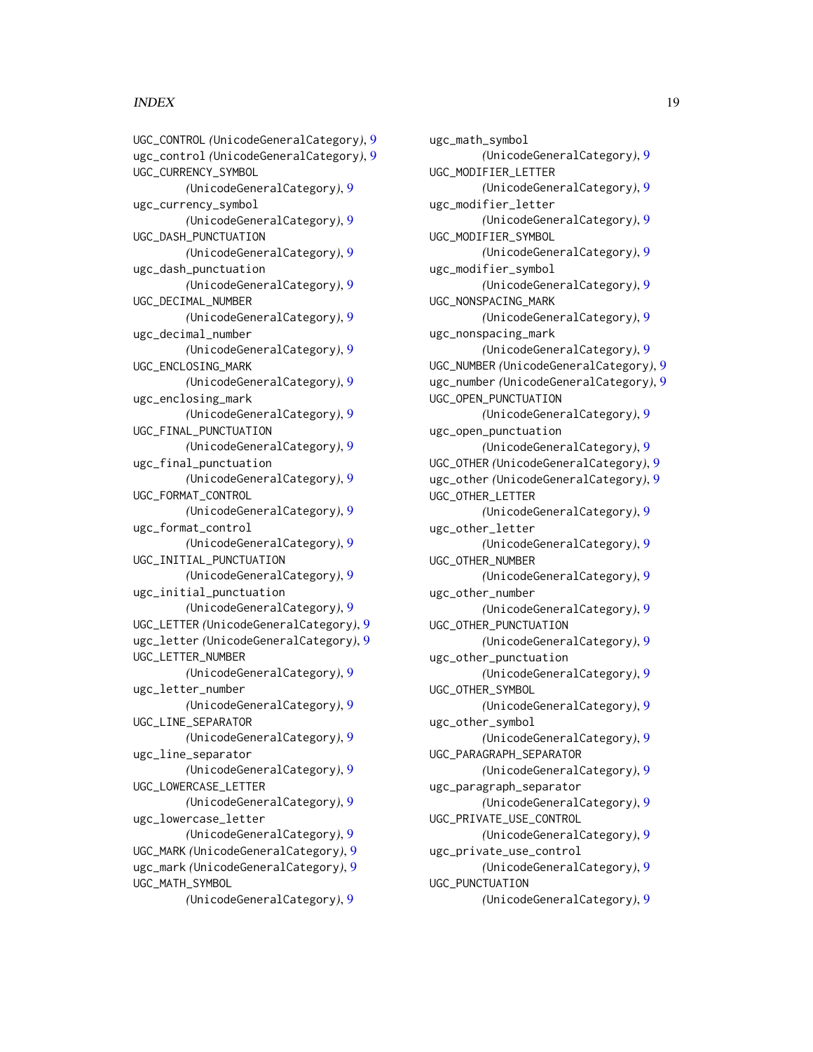UGC_CONTROL *(UnicodeGeneralCategory)*, 9
ugc_control *(UnicodeGeneralCategory)*, 9
UGC_CURRENCY_SYMBOL *(UnicodeGeneralCategory)*, 9
ugc_currency_symbol *(UnicodeGeneralCategory)*, 9
UGC_DASH_PUNCTUATION *(UnicodeGeneralCategory)*, 9
ugc_dash_punctuation *(UnicodeGeneralCategory)*, 9
UGC_DECIMAL_NUMBER *(UnicodeGeneralCategory)*, 9
ugc_decimal_number *(UnicodeGeneralCategory)*, 9
UGC_ENCLOSING_MARK *(UnicodeGeneralCategory)*, 9
ugc_enclosing_mark *(UnicodeGeneralCategory)*, 9
UGC_FINAL_PUNCTUATION *(UnicodeGeneralCategory)*, 9
ugc_final_punctuation *(UnicodeGeneralCategory)*, 9
UGC_FORMAT_CONTROL *(UnicodeGeneralCategory)*, 9
ugc_format_control *(UnicodeGeneralCategory)*, 9
UGC_INITIAL_PUNCTUATION *(UnicodeGeneralCategory)*, 9
ugc_initial_punctuation *(UnicodeGeneralCategory)*, 9
UGC_LETTER *(UnicodeGeneralCategory)*, 9
ugc_letter *(UnicodeGeneralCategory)*, 9
UGC_LETTER_NUMBER *(UnicodeGeneralCategory)*, 9
ugc_letter_number *(UnicodeGeneralCategory)*, 9
UGC_LINE_SEPARATOR *(UnicodeGeneralCategory)*, 9
ugc_line_separator *(UnicodeGeneralCategory)*, 9
UGC_LOWERCASE_LETTER *(UnicodeGeneralCategory)*, 9
ugc_lowercase_letter *(UnicodeGeneralCategory)*, 9
UGC_MARK *(UnicodeGeneralCategory)*, 9
ugc_mark *(UnicodeGeneralCategory)*, 9
UGC_MATH_SYMBOL *(UnicodeGeneralCategory)*, 9
ugc_math_symbol *(UnicodeGeneralCategory)*, 9
UGC_MODIFIER_LETTER *(UnicodeGeneralCategory)*, 9
ugc_modifier_letter *(UnicodeGeneralCategory)*, 9
UGC_MODIFIER_SYMBOL *(UnicodeGeneralCategory)*, 9
ugc_modifier_symbol *(UnicodeGeneralCategory)*, 9
UGC_NONSPACING_MARK *(UnicodeGeneralCategory)*, 9
ugc_nonspacing_mark *(UnicodeGeneralCategory)*, 9
UGC_NUMBER *(UnicodeGeneralCategory)*, 9
ugc_number *(UnicodeGeneralCategory)*, 9
UGC_OPEN_PUNCTUATION *(UnicodeGeneralCategory)*, 9
ugc_open_punctuation *(UnicodeGeneralCategory)*, 9
UGC_OTHER *(UnicodeGeneralCategory)*, 9
ugc_other *(UnicodeGeneralCategory)*, 9
UGC_OTHER_LETTER *(UnicodeGeneralCategory)*, 9
ugc_other_letter *(UnicodeGeneralCategory)*, 9
UGC_OTHER_NUMBER *(UnicodeGeneralCategory)*, 9
ugc_other_number *(UnicodeGeneralCategory)*, 9
UGC_OTHER_PUNCTUATION *(UnicodeGeneralCategory)*, 9
ugc_other_punctuation *(UnicodeGeneralCategory)*, 9
UGC_OTHER_SYMBOL *(UnicodeGeneralCategory)*, 9
ugc_other_symbol *(UnicodeGeneralCategory)*, 9
UGC_PARAGRAPH_SEPARATOR *(UnicodeGeneralCategory)*, 9
ugc_paragraph_separator *(UnicodeGeneralCategory)*, 9
UGC_PRIVATE_USE_CONTROL *(UnicodeGeneralCategory)*, 9
ugc_private_use_control *(UnicodeGeneralCategory)*, 9
UGC_PUNCTUATION *(UnicodeGeneralCategory)*, 9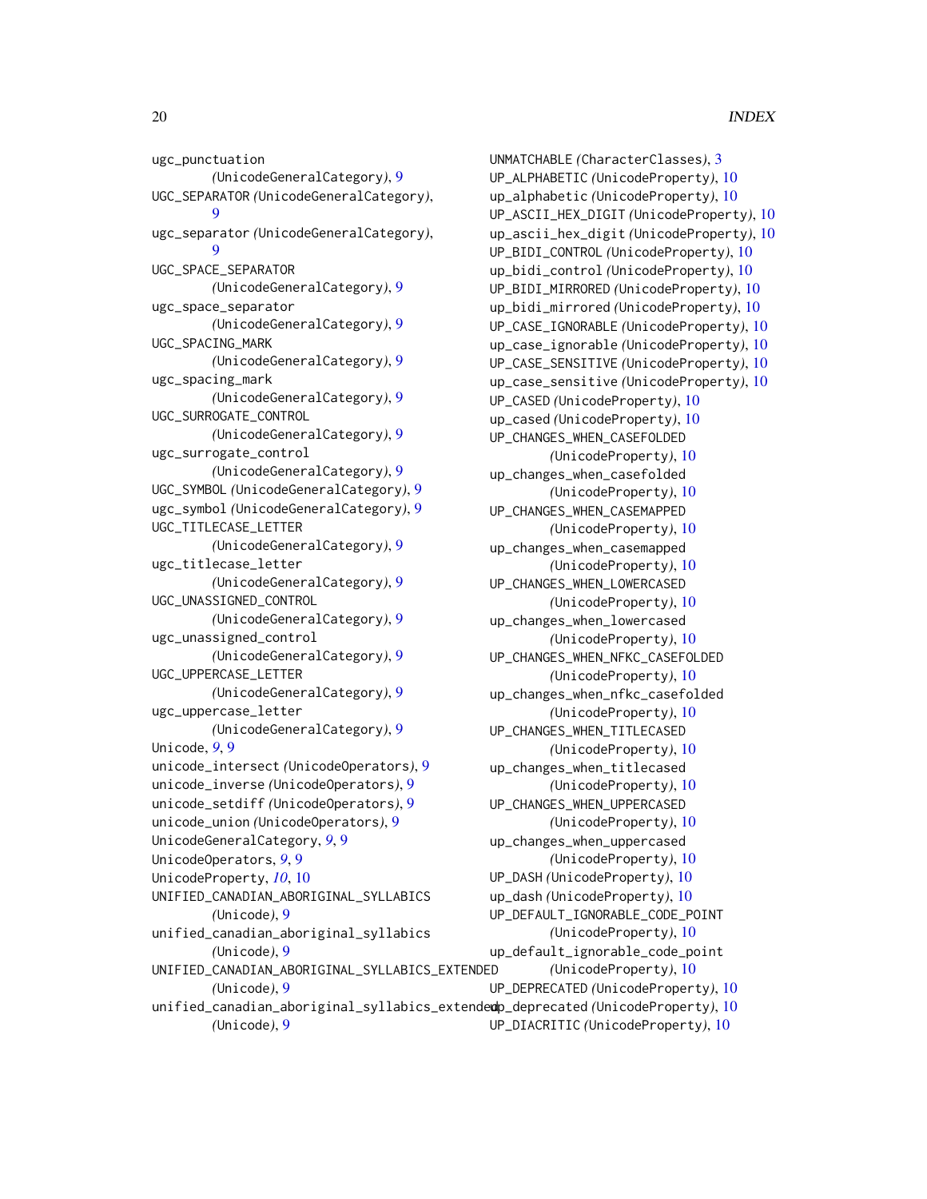ugc_punctuation *(UnicodeGeneralCategory)*, 9
UGC_SEPARATOR *(UnicodeGeneralCategory)*, 9
ugc_separator *(UnicodeGeneralCategory)*, 9
UGC_SPACE_SEPARATOR *(UnicodeGeneralCategory)*, 9
ugc_space_separator *(UnicodeGeneralCategory)*, 9
UGC_SPACING_MARK *(UnicodeGeneralCategory)*, 9
ugc_spacing_mark *(UnicodeGeneralCategory)*, 9
UGC_SURROGATE_CONTROL *(UnicodeGeneralCategory)*, 9
ugc_surrogate_control *(UnicodeGeneralCategory)*, 9
UGC_SYMBOL *(UnicodeGeneralCategory)*, 9
ugc_symbol *(UnicodeGeneralCategory)*, 9
UGC_TITLECASE_LETTER *(UnicodeGeneralCategory)*, 9
ugc_titlecase_letter *(UnicodeGeneralCategory)*, 9
UGC_UNASSIGNED_CONTROL *(UnicodeGeneralCategory)*, 9
ugc_unassigned_control *(UnicodeGeneralCategory)*, 9
UGC_UPPERCASE_LETTER *(UnicodeGeneralCategory)*, 9
ugc_uppercase_letter *(UnicodeGeneralCategory)*, 9
Unicode, *9*, 9
unicode_intersect *(UnicodeOperators)*, 9
unicode_inverse *(UnicodeOperators)*, 9
unicode_setdiff *(UnicodeOperators)*, 9
unicode_union *(UnicodeOperators)*, 9
UnicodeGeneralCategory, *9*, 9
UnicodeOperators, *9*, 9
UnicodeProperty, *10*, 10
UNIFIED_CANADIAN_ABORIGINAL_SYLLABICS *(Unicode)*, 9
unified_canadian_aboriginal_syllabics *(Unicode)*, 9
UNIFIED_CANADIAN_ABORIGINAL_SYLLABICS_EXTENDED *(Unicode)*, 9
unified_canadian_aboriginal_syllabics_extended *(Unicode)*, 9
UNMATCHABLE *(CharacterClasses)*, 3
UP_ALPHABETIC *(UnicodeProperty)*, 10
up_alphabetic *(UnicodeProperty)*, 10
UP_ASCII_HEX_DIGIT *(UnicodeProperty)*, 10
up_ascii_hex_digit *(UnicodeProperty)*, 10
UP_BIDI_CONTROL *(UnicodeProperty)*, 10
up_bidi_control *(UnicodeProperty)*, 10
UP_BIDI_MIRRORED *(UnicodeProperty)*, 10
up_bidi_mirrored *(UnicodeProperty)*, 10
UP_CASE_IGNORABLE *(UnicodeProperty)*, 10
up_case_ignorable *(UnicodeProperty)*, 10
UP_CASE_SENSITIVE *(UnicodeProperty)*, 10
up_case_sensitive *(UnicodeProperty)*, 10
UP_CASED *(UnicodeProperty)*, 10
up_cased *(UnicodeProperty)*, 10
UP_CHANGES_WHEN_CASEFOLDED *(UnicodeProperty)*, 10
up_changes_when_casefolded *(UnicodeProperty)*, 10
UP_CHANGES_WHEN_CASEMAPPED *(UnicodeProperty)*, 10
up_changes_when_casemapped *(UnicodeProperty)*, 10
UP_CHANGES_WHEN_LOWERCASED *(UnicodeProperty)*, 10
up_changes_when_lowercased *(UnicodeProperty)*, 10
UP_CHANGES_WHEN_NFKC_CASEFOLDED *(UnicodeProperty)*, 10
up_changes_when_nfkc_casefolded *(UnicodeProperty)*, 10
UP_CHANGES_WHEN_TITLECASED *(UnicodeProperty)*, 10
up_changes_when_titlecased *(UnicodeProperty)*, 10
UP_CHANGES_WHEN_UPPERCASED *(UnicodeProperty)*, 10
up_changes_when_uppercased *(UnicodeProperty)*, 10
UP_DASH *(UnicodeProperty)*, 10
up_dash *(UnicodeProperty)*, 10
UP_DEFAULT_IGNORABLE_CODE_POINT *(UnicodeProperty)*, 10
up_default_ignorable_code_point *(UnicodeProperty)*, 10
UP_DEPRECATED *(UnicodeProperty)*, 10
up_deprecated *(UnicodeProperty)*, 10
UP_DIACRITIC *(UnicodeProperty)*, 10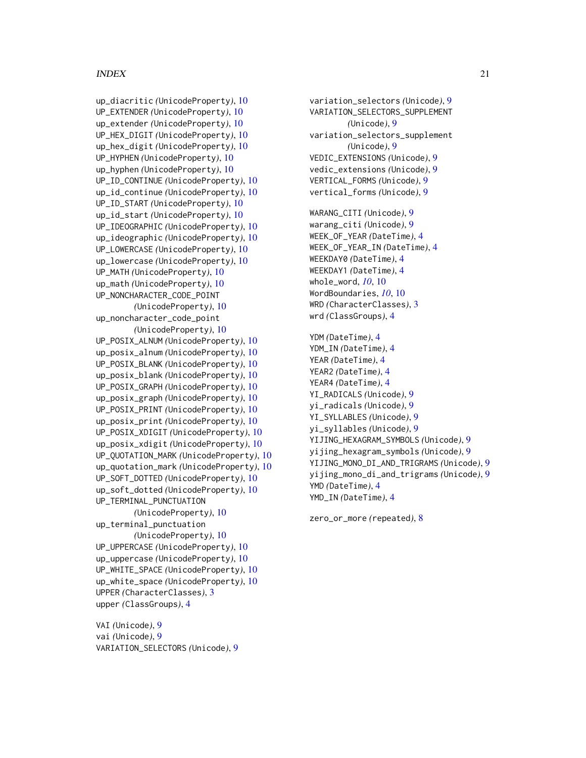up_diacritic *(UnicodeProperty)*, 10
UP_EXTENDER *(UnicodeProperty)*, 10
up_extender *(UnicodeProperty)*, 10
UP_HEX_DIGIT *(UnicodeProperty)*, 10
up_hex_digit *(UnicodeProperty)*, 10
UP_HYPHEN *(UnicodeProperty)*, 10
up_hyphen *(UnicodeProperty)*, 10
UP_ID_CONTINUE *(UnicodeProperty)*, 10
up_id_continue *(UnicodeProperty)*, 10
UP_ID_START *(UnicodeProperty)*, 10
up_id_start *(UnicodeProperty)*, 10
UP_IDEOGRAPHIC *(UnicodeProperty)*, 10
up_ideographic *(UnicodeProperty)*, 10
UP_LOWERCASE *(UnicodeProperty)*, 10
up_lowercase *(UnicodeProperty)*, 10
UP_MATH *(UnicodeProperty)*, 10
up_math *(UnicodeProperty)*, 10
UP_NONCHARACTER_CODE_POINT *(UnicodeProperty)*, 10
up_noncharacter_code_point *(UnicodeProperty)*, 10
UP_POSIX_ALNUM *(UnicodeProperty)*, 10
up_posix_alnum *(UnicodeProperty)*, 10
UP_POSIX_BLANK *(UnicodeProperty)*, 10
up_posix_blank *(UnicodeProperty)*, 10
UP_POSIX_GRAPH *(UnicodeProperty)*, 10
up_posix_graph *(UnicodeProperty)*, 10
UP_POSIX_PRINT *(UnicodeProperty)*, 10
up_posix_print *(UnicodeProperty)*, 10
UP_POSIX_XDIGIT *(UnicodeProperty)*, 10
up_posix_xdigit *(UnicodeProperty)*, 10
UP_QUOTATION_MARK *(UnicodeProperty)*, 10
up_quotation_mark *(UnicodeProperty)*, 10
UP_SOFT_DOTTED *(UnicodeProperty)*, 10
up_soft_dotted *(UnicodeProperty)*, 10
UP_TERMINAL_PUNCTUATION *(UnicodeProperty)*, 10
up_terminal_punctuation *(UnicodeProperty)*, 10
UP_UPPERCASE *(UnicodeProperty)*, 10
up_uppercase *(UnicodeProperty)*, 10
UP_WHITE_SPACE *(UnicodeProperty)*, 10
up_white_space *(UnicodeProperty)*, 10
UPPER *(CharacterClasses)*, 3
upper *(ClassGroups)*, 4

VAI *(Unicode)*, 9
vai *(Unicode)*, 9
VARIATION_SELECTORS *(Unicode)*, 9
variation_selectors *(Unicode)*, 9
VARIATION_SELECTORS_SUPPLEMENT *(Unicode)*, 9
variation_selectors_supplement *(Unicode)*, 9
VEDIC_EXTENSIONS *(Unicode)*, 9
vedic_extensions *(Unicode)*, 9
VERTICAL_FORMS *(Unicode)*, 9
vertical_forms *(Unicode)*, 9

WARANG_CITI *(Unicode)*, 9
warang_citi *(Unicode)*, 9
WEEK_OF_YEAR *(DateTime)*, 4
WEEK_OF_YEAR_IN *(DateTime)*, 4
WEEKDAY0 *(DateTime)*, 4
WEEKDAY1 *(DateTime)*, 4
whole_word, *10*, 10
WordBoundaries, *10*, 10
WRD *(CharacterClasses)*, 3
wrd *(ClassGroups)*, 4

YDM *(DateTime)*, 4
YDM_IN *(DateTime)*, 4
YEAR *(DateTime)*, 4
YEAR2 *(DateTime)*, 4
YEAR4 *(DateTime)*, 4
YI_RADICALS *(Unicode)*, 9
yi_radicals *(Unicode)*, 9
YI_SYLLABLES *(Unicode)*, 9
yi_syllables *(Unicode)*, 9
YIJING_HEXAGRAM_SYMBOLS *(Unicode)*, 9
yijing_hexagram_symbols *(Unicode)*, 9
YIJING_MONO_DI_AND_TRIGRAMS *(Unicode)*, 9
yijing_mono_di_and_trigrams *(Unicode)*, 9
YMD *(DateTime)*, 4
YMD_IN *(DateTime)*, 4

zero_or_more *(repeated)*, 8